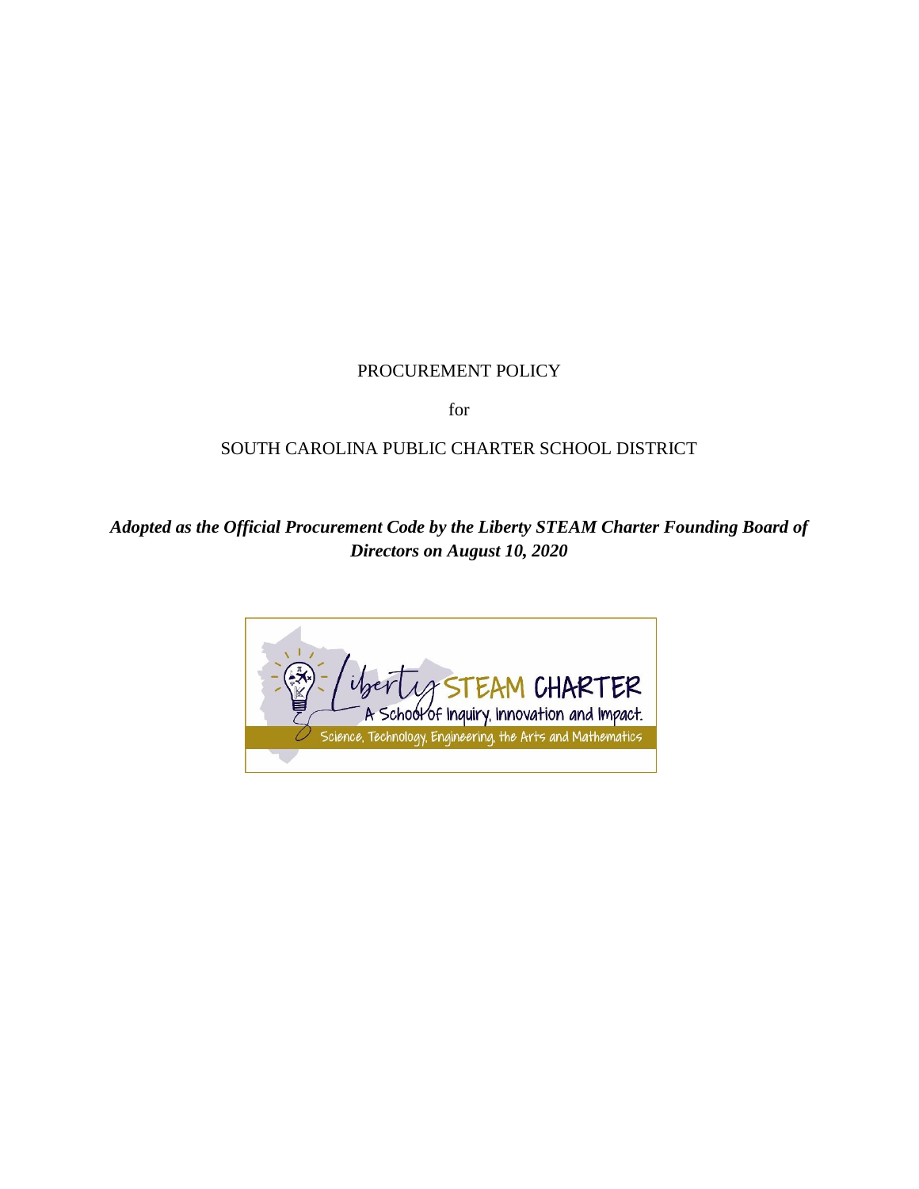PROCUREMENT POLICY

for

SOUTH CAROLINA PUBLIC CHARTER SCHOOL DISTRICT

***Adopted as the Official Procurement Code by the Liberty STEAM Charter Founding Board of Directors on August 10, 2020***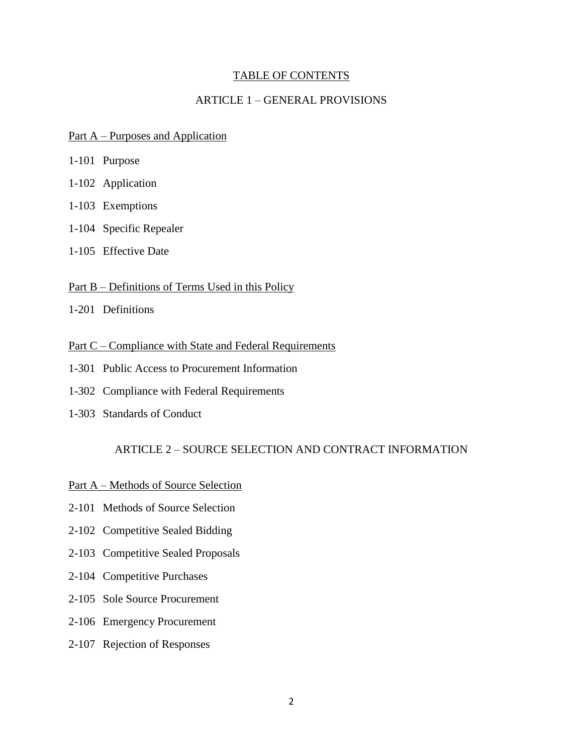## TABLE OF CONTENTS

## ARTICLE 1 – GENERAL PROVISIONS

### Part A – Purposes and Application

1-101 Purpose

1-102 Application

1-103 Exemptions

1-104 Specific Repealer

1-105 Effective Date

### Part B – Definitions of Terms Used in this Policy

1-201 Definitions

### Part C – Compliance with State and Federal Requirements

1-301 Public Access to Procurement Information

1-302 Compliance with Federal Requirements

1-303 Standards of Conduct

## ARTICLE 2 – SOURCE SELECTION AND CONTRACT INFORMATION

### Part A – Methods of Source Selection

2-101 Methods of Source Selection

2-102 Competitive Sealed Bidding

2-103 Competitive Sealed Proposals

2-104 Competitive Purchases

2-105 Sole Source Procurement

2-106 Emergency Procurement

2-107 Rejection of Responses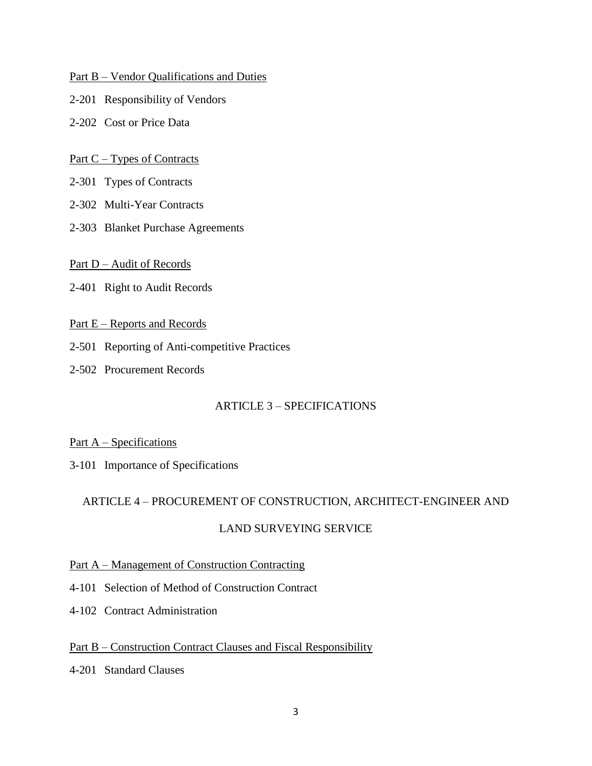Part B – Vendor Qualifications and Duties

2-201 Responsibility of Vendors

2-202 Cost or Price Data

Part C – Types of Contracts

2-301 Types of Contracts

2-302 Multi-Year Contracts

2-303 Blanket Purchase Agreements

Part D – Audit of Records

2-401 Right to Audit Records

Part E – Reports and Records

2-501 Reporting of Anti-competitive Practices

2-502 Procurement Records

## ARTICLE 3 – SPECIFICATIONS

Part A – Specifications

3-101 Importance of Specifications

## ARTICLE 4 – PROCUREMENT OF CONSTRUCTION, ARCHITECT-ENGINEER AND LAND SURVEYING SERVICE

Part A – Management of Construction Contracting

4-101 Selection of Method of Construction Contract

4-102 Contract Administration

Part B – Construction Contract Clauses and Fiscal Responsibility

4-201 Standard Clauses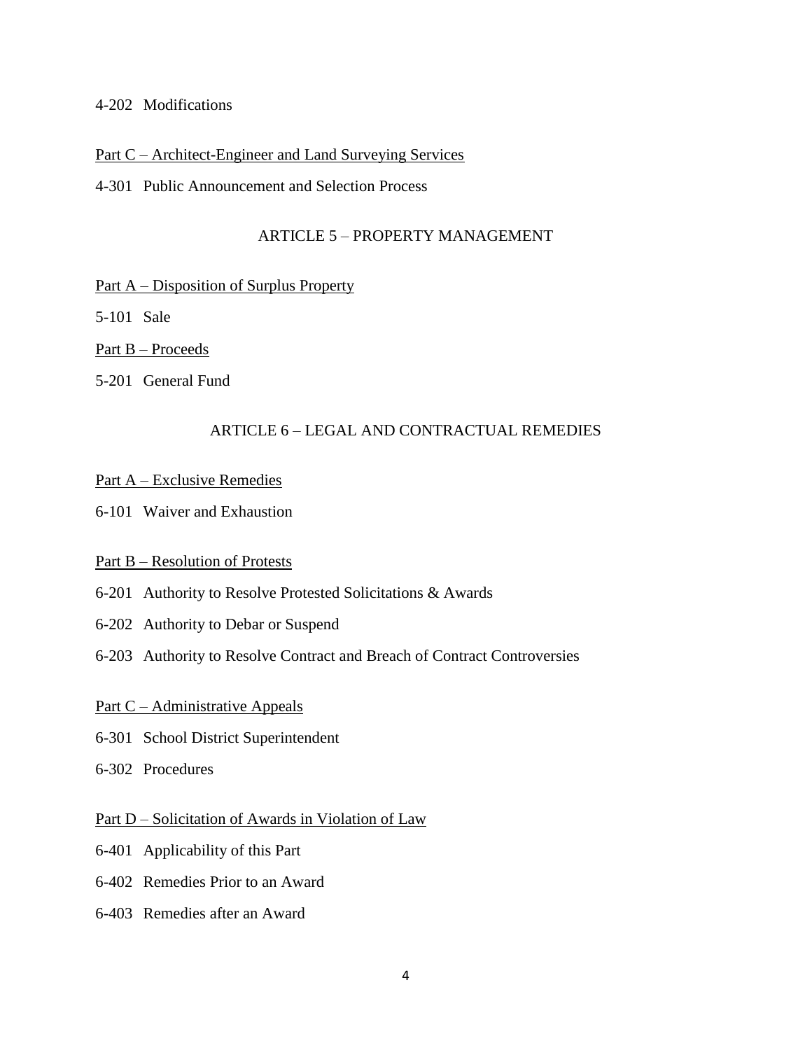4-202 Modifications

Part C – Architect-Engineer and Land Surveying Services

4-301 Public Announcement and Selection Process

## ARTICLE 5 – PROPERTY MANAGEMENT

Part A – Disposition of Surplus Property

5-101 Sale

Part B – Proceeds

5-201 General Fund

## ARTICLE 6 – LEGAL AND CONTRACTUAL REMEDIES

Part A – Exclusive Remedies

6-101 Waiver and Exhaustion

Part B – Resolution of Protests

6-201 Authority to Resolve Protested Solicitations & Awards

6-202 Authority to Debar or Suspend

6-203 Authority to Resolve Contract and Breach of Contract Controversies

Part C – Administrative Appeals

6-301 School District Superintendent

6-302 Procedures

Part D – Solicitation of Awards in Violation of Law

6-401 Applicability of this Part

6-402 Remedies Prior to an Award

6-403 Remedies after an Award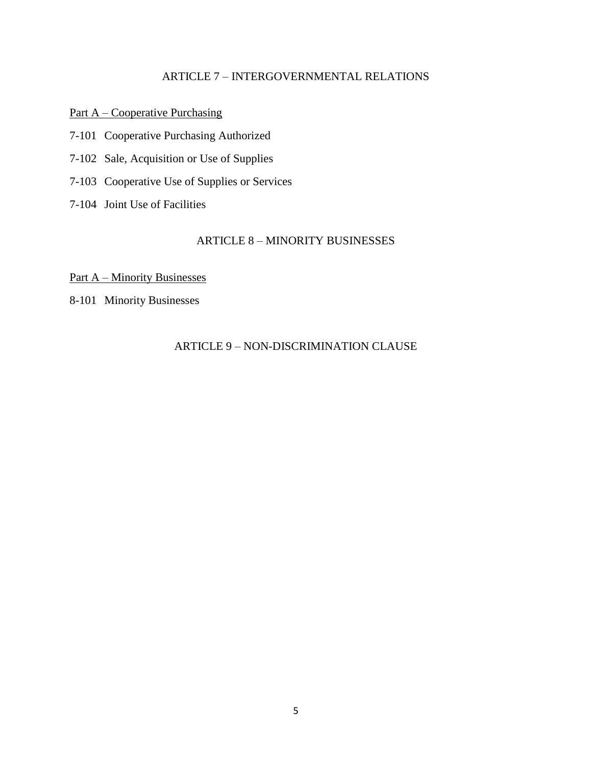## ARTICLE 7 – INTERGOVERNMENTAL RELATIONS

<u>Part A – Cooperative Purchasing</u>

7-101 Cooperative Purchasing Authorized

7-102 Sale, Acquisition or Use of Supplies

7-103 Cooperative Use of Supplies or Services

7-104 Joint Use of Facilities

## ARTICLE 8 – MINORITY BUSINESSES

<u>Part A – Minority Businesses</u>

8-101 Minority Businesses

## ARTICLE 9 – NON-DISCRIMINATION CLAUSE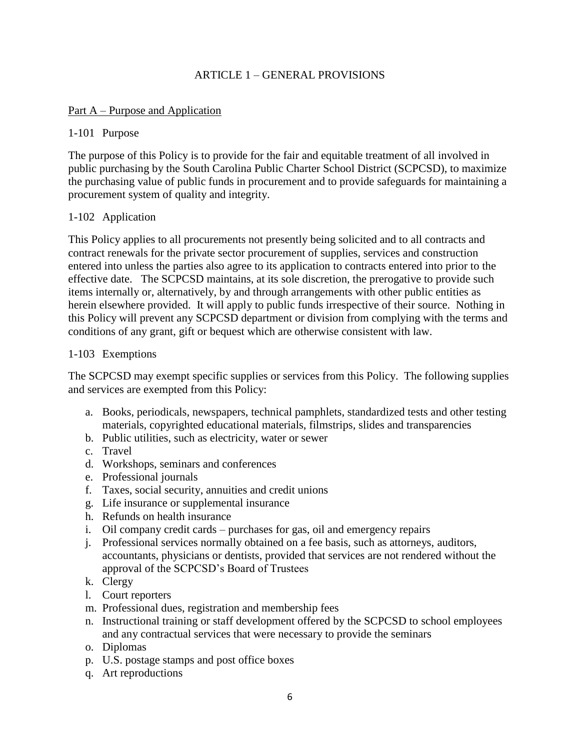# ARTICLE 1 – GENERAL PROVISIONS

## Part A – Purpose and Application

### 1-101 Purpose

The purpose of this Policy is to provide for the fair and equitable treatment of all involved in public purchasing by the South Carolina Public Charter School District (SCPCSD), to maximize the purchasing value of public funds in procurement and to provide safeguards for maintaining a procurement system of quality and integrity.

### 1-102 Application

This Policy applies to all procurements not presently being solicited and to all contracts and contract renewals for the private sector procurement of supplies, services and construction entered into unless the parties also agree to its application to contracts entered into prior to the effective date. The SCPCSD maintains, at its sole discretion, the prerogative to provide such items internally or, alternatively, by and through arrangements with other public entities as herein elsewhere provided. It will apply to public funds irrespective of their source. Nothing in this Policy will prevent any SCPCSD department or division from complying with the terms and conditions of any grant, gift or bequest which are otherwise consistent with law.

### 1-103 Exemptions

The SCPCSD may exempt specific supplies or services from this Policy. The following supplies and services are exempted from this Policy:

a. Books, periodicals, newspapers, technical pamphlets, standardized tests and other testing materials, copyrighted educational materials, filmstrips, slides and transparencies
b. Public utilities, such as electricity, water or sewer
c. Travel
d. Workshops, seminars and conferences
e. Professional journals
f. Taxes, social security, annuities and credit unions
g. Life insurance or supplemental insurance
h. Refunds on health insurance
i. Oil company credit cards – purchases for gas, oil and emergency repairs
j. Professional services normally obtained on a fee basis, such as attorneys, auditors, accountants, physicians or dentists, provided that services are not rendered without the approval of the SCPCSD's Board of Trustees
k. Clergy
l. Court reporters
m. Professional dues, registration and membership fees
n. Instructional training or staff development offered by the SCPCSD to school employees and any contractual services that were necessary to provide the seminars
o. Diplomas
p. U.S. postage stamps and post office boxes
q. Art reproductions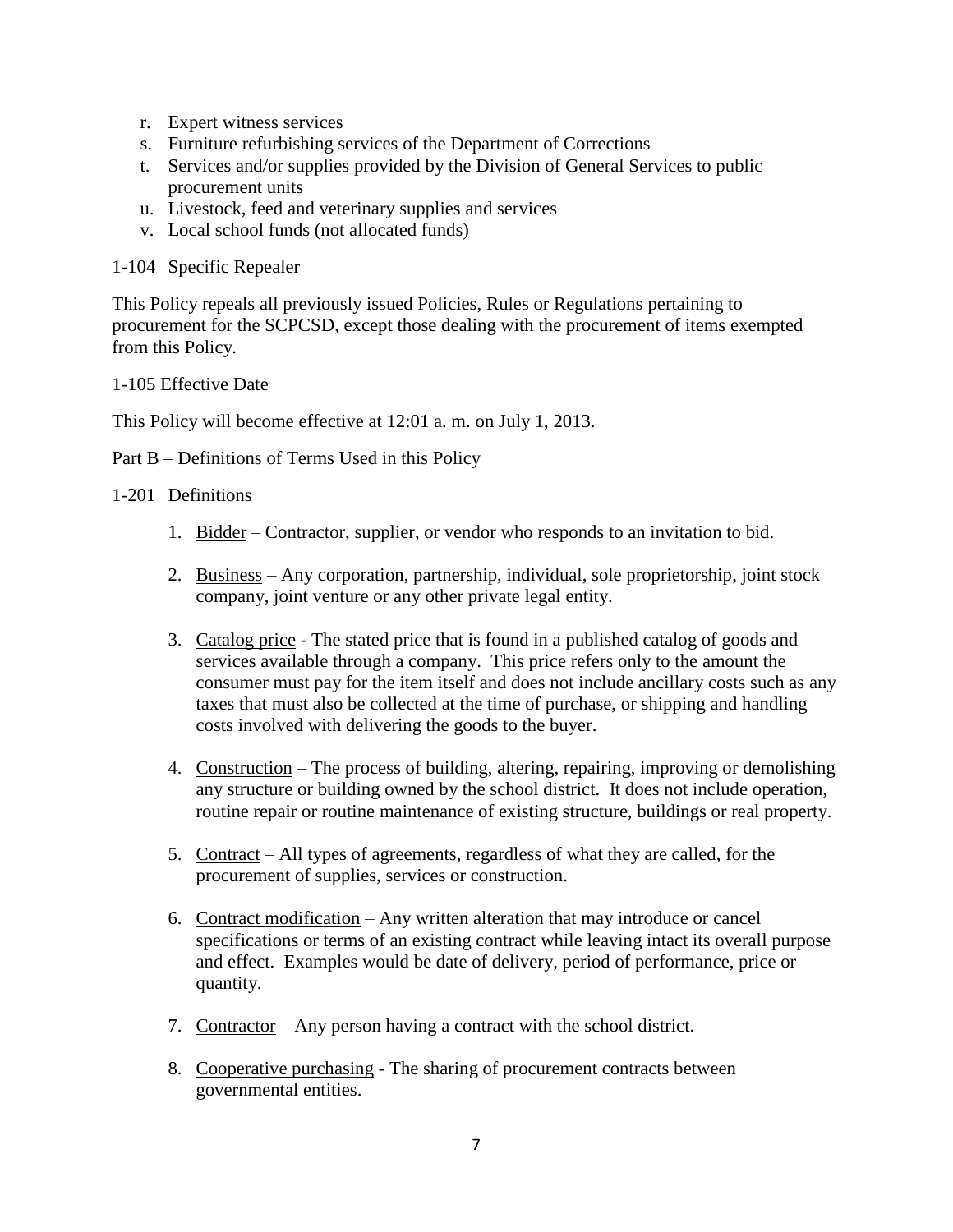r. Expert witness services
s. Furniture refurbishing services of the Department of Corrections
t. Services and/or supplies provided by the Division of General Services to public procurement units
u. Livestock, feed and veterinary supplies and services
v. Local school funds (not allocated funds)

1-104 Specific Repealer

This Policy repeals all previously issued Policies, Rules or Regulations pertaining to procurement for the SCPCSD, except those dealing with the procurement of items exempted from this Policy.

1-105 Effective Date

This Policy will become effective at 12:01 a. m. on July 1, 2013.

Part B – Definitions of Terms Used in this Policy

1-201 Definitions

1. Bidder – Contractor, supplier, or vendor who responds to an invitation to bid.

2. Business – Any corporation, partnership, individual, sole proprietorship, joint stock company, joint venture or any other private legal entity.

3. Catalog price - The stated price that is found in a published catalog of goods and services available through a company. This price refers only to the amount the consumer must pay for the item itself and does not include ancillary costs such as any taxes that must also be collected at the time of purchase, or shipping and handling costs involved with delivering the goods to the buyer.

4. Construction – The process of building, altering, repairing, improving or demolishing any structure or building owned by the school district. It does not include operation, routine repair or routine maintenance of existing structure, buildings or real property.

5. Contract – All types of agreements, regardless of what they are called, for the procurement of supplies, services or construction.

6. Contract modification – Any written alteration that may introduce or cancel specifications or terms of an existing contract while leaving intact its overall purpose and effect. Examples would be date of delivery, period of performance, price or quantity.

7. Contractor – Any person having a contract with the school district.

8. Cooperative purchasing - The sharing of procurement contracts between governmental entities.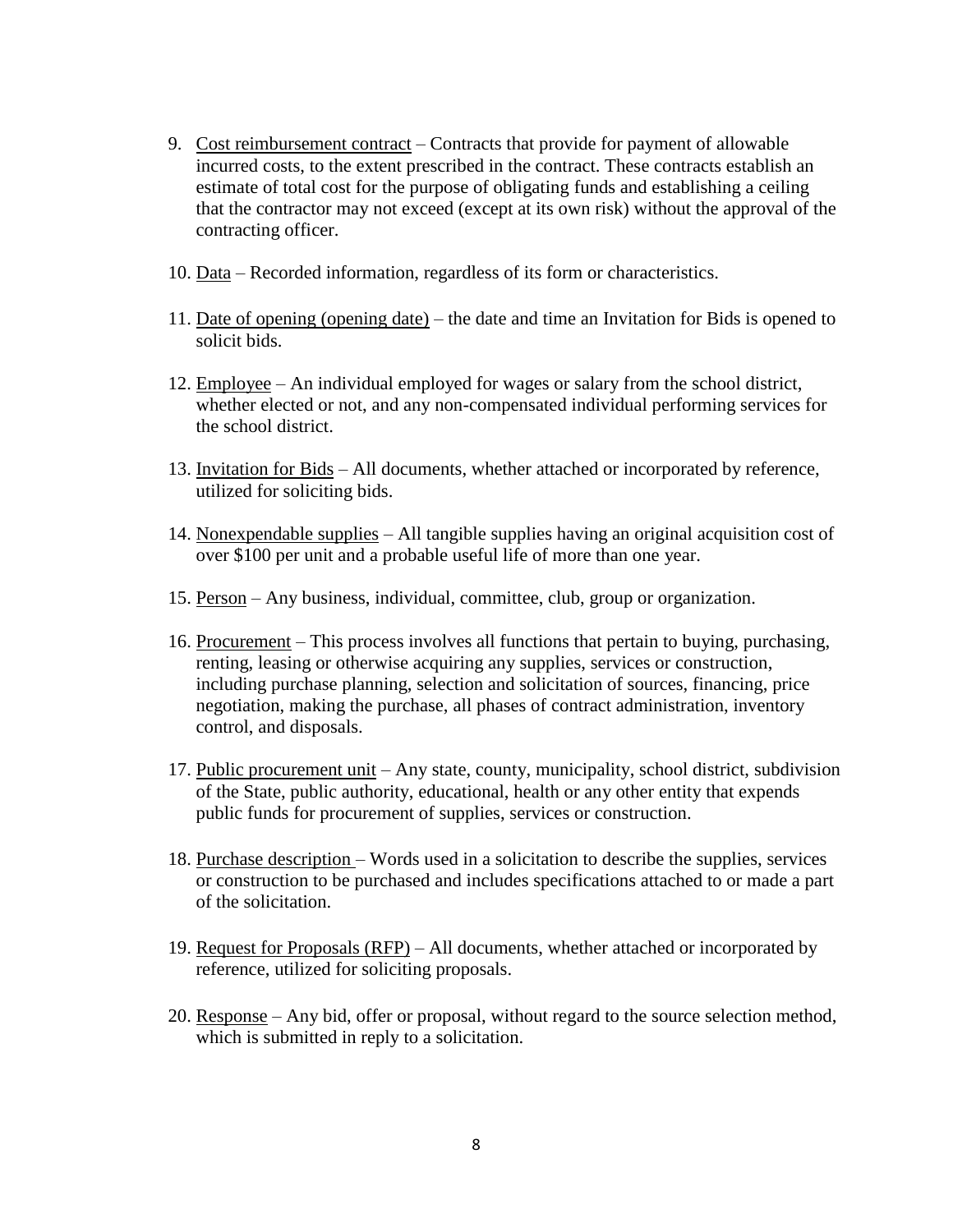9. Cost reimbursement contract – Contracts that provide for payment of allowable incurred costs, to the extent prescribed in the contract. These contracts establish an estimate of total cost for the purpose of obligating funds and establishing a ceiling that the contractor may not exceed (except at its own risk) without the approval of the contracting officer.

10. Data – Recorded information, regardless of its form or characteristics.

11. Date of opening (opening date) – the date and time an Invitation for Bids is opened to solicit bids.

12. Employee – An individual employed for wages or salary from the school district, whether elected or not, and any non-compensated individual performing services for the school district.

13. Invitation for Bids – All documents, whether attached or incorporated by reference, utilized for soliciting bids.

14. Nonexpendable supplies – All tangible supplies having an original acquisition cost of over $100 per unit and a probable useful life of more than one year.

15. Person – Any business, individual, committee, club, group or organization.

16. Procurement – This process involves all functions that pertain to buying, purchasing, renting, leasing or otherwise acquiring any supplies, services or construction, including purchase planning, selection and solicitation of sources, financing, price negotiation, making the purchase, all phases of contract administration, inventory control, and disposals.

17. Public procurement unit – Any state, county, municipality, school district, subdivision of the State, public authority, educational, health or any other entity that expends public funds for procurement of supplies, services or construction.

18. Purchase description – Words used in a solicitation to describe the supplies, services or construction to be purchased and includes specifications attached to or made a part of the solicitation.

19. Request for Proposals (RFP) – All documents, whether attached or incorporated by reference, utilized for soliciting proposals.

20. Response – Any bid, offer or proposal, without regard to the source selection method, which is submitted in reply to a solicitation.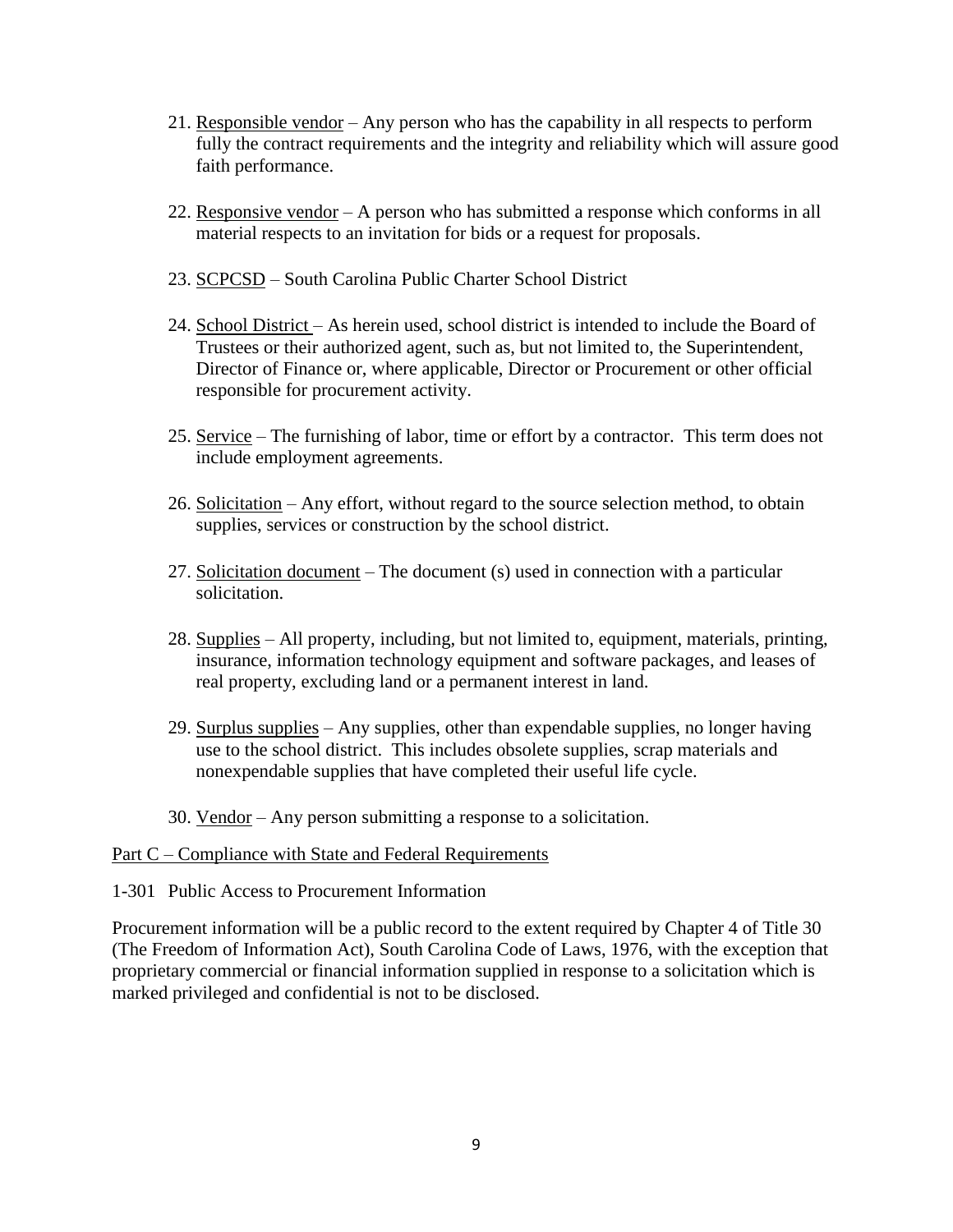21. <u>Responsible vendor</u> – Any person who has the capability in all respects to perform fully the contract requirements and the integrity and reliability which will assure good faith performance.

22. <u>Responsive vendor</u> – A person who has submitted a response which conforms in all material respects to an invitation for bids or a request for proposals.

23. <u>SCPCSD</u> – South Carolina Public Charter School District

24. <u>School District</u> – As herein used, school district is intended to include the Board of Trustees or their authorized agent, such as, but not limited to, the Superintendent, Director of Finance or, where applicable, Director or Procurement or other official responsible for procurement activity.

25. <u>Service</u> – The furnishing of labor, time or effort by a contractor. This term does not include employment agreements.

26. <u>Solicitation</u> – Any effort, without regard to the source selection method, to obtain supplies, services or construction by the school district.

27. <u>Solicitation document</u> – The document (s) used in connection with a particular solicitation.

28. <u>Supplies</u> – All property, including, but not limited to, equipment, materials, printing, insurance, information technology equipment and software packages, and leases of real property, excluding land or a permanent interest in land.

29. <u>Surplus supplies</u> – Any supplies, other than expendable supplies, no longer having use to the school district. This includes obsolete supplies, scrap materials and nonexpendable supplies that have completed their useful life cycle.

30. <u>Vendor</u> – Any person submitting a response to a solicitation.

<u>Part C – Compliance with State and Federal Requirements</u>

1-301 Public Access to Procurement Information

Procurement information will be a public record to the extent required by Chapter 4 of Title 30 (The Freedom of Information Act), South Carolina Code of Laws, 1976, with the exception that proprietary commercial or financial information supplied in response to a solicitation which is marked privileged and confidential is not to be disclosed.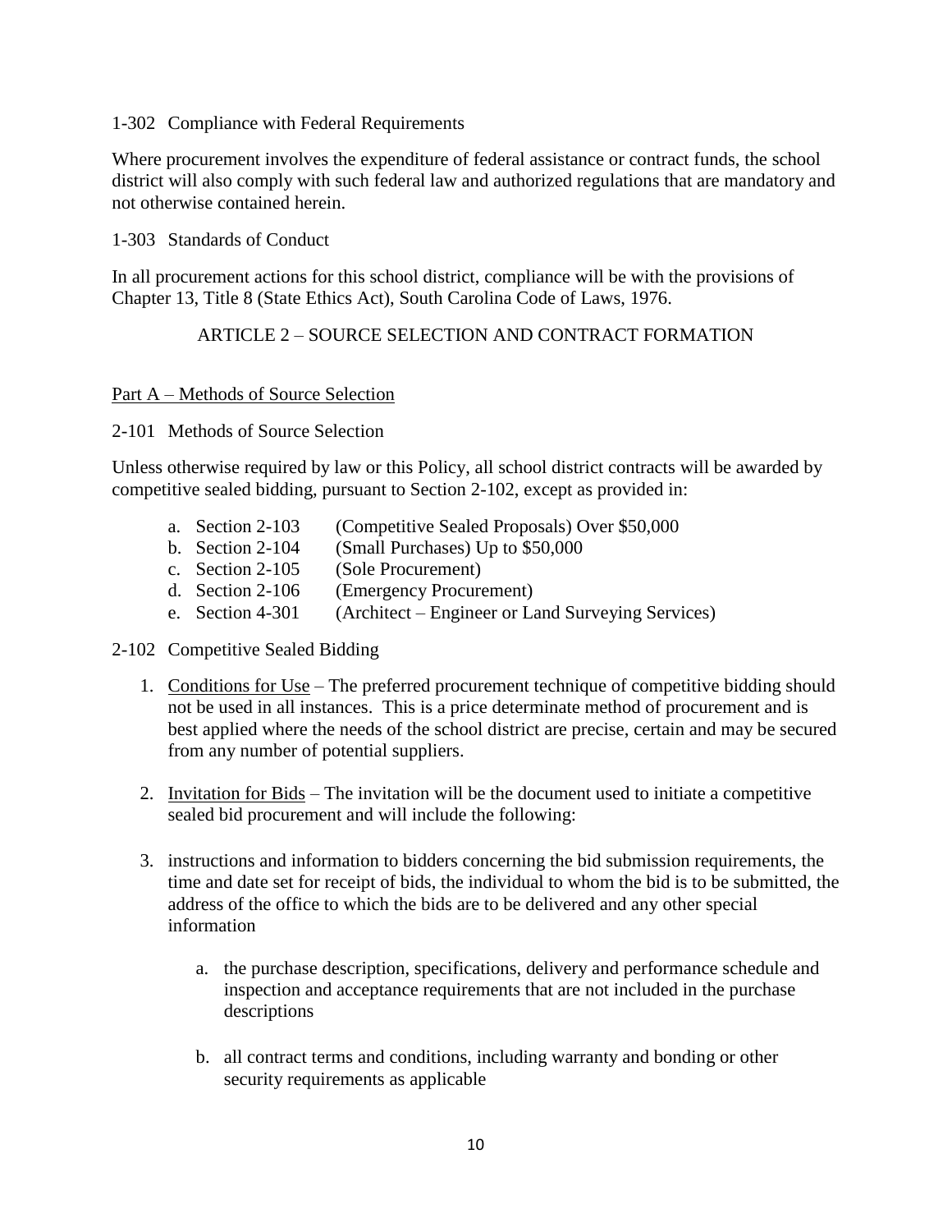1-302 Compliance with Federal Requirements

Where procurement involves the expenditure of federal assistance or contract funds, the school district will also comply with such federal law and authorized regulations that are mandatory and not otherwise contained herein.

1-303 Standards of Conduct

In all procurement actions for this school district, compliance will be with the provisions of Chapter 13, Title 8 (State Ethics Act), South Carolina Code of Laws, 1976.

## ARTICLE 2 – SOURCE SELECTION AND CONTRACT FORMATION

<u>Part A – Methods of Source Selection</u>

2-101 Methods of Source Selection

Unless otherwise required by law or this Policy, all school district contracts will be awarded by competitive sealed bidding, pursuant to Section 2-102, except as provided in:

a. Section 2-103 (Competitive Sealed Proposals) Over $50,000
b. Section 2-104 (Small Purchases) Up to $50,000
c. Section 2-105 (Sole Procurement)
d. Section 2-106 (Emergency Procurement)
e. Section 4-301 (Architect – Engineer or Land Surveying Services)

2-102 Competitive Sealed Bidding

1. <u>Conditions for Use</u> – The preferred procurement technique of competitive bidding should not be used in all instances. This is a price determinate method of procurement and is best applied where the needs of the school district are precise, certain and may be secured from any number of potential suppliers.

2. <u>Invitation for Bids</u> – The invitation will be the document used to initiate a competitive sealed bid procurement and will include the following:

3. instructions and information to bidders concerning the bid submission requirements, the time and date set for receipt of bids, the individual to whom the bid is to be submitted, the address of the office to which the bids are to be delivered and any other special information

   a. the purchase description, specifications, delivery and performance schedule and inspection and acceptance requirements that are not included in the purchase descriptions

   b. all contract terms and conditions, including warranty and bonding or other security requirements as applicable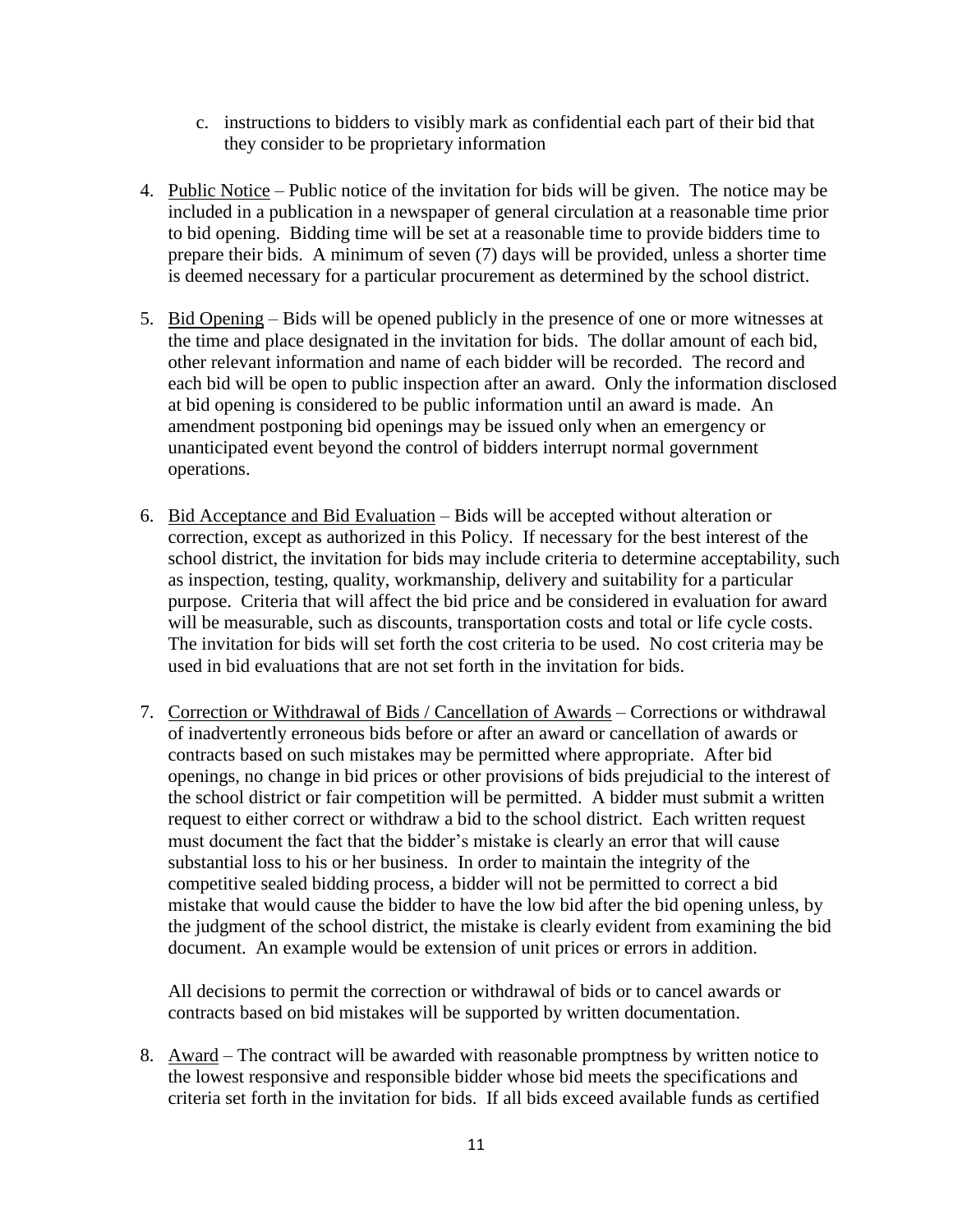c. instructions to bidders to visibly mark as confidential each part of their bid that they consider to be proprietary information

4. Public Notice – Public notice of the invitation for bids will be given. The notice may be included in a publication in a newspaper of general circulation at a reasonable time prior to bid opening. Bidding time will be set at a reasonable time to provide bidders time to prepare their bids. A minimum of seven (7) days will be provided, unless a shorter time is deemed necessary for a particular procurement as determined by the school district.

5. Bid Opening – Bids will be opened publicly in the presence of one or more witnesses at the time and place designated in the invitation for bids. The dollar amount of each bid, other relevant information and name of each bidder will be recorded. The record and each bid will be open to public inspection after an award. Only the information disclosed at bid opening is considered to be public information until an award is made. An amendment postponing bid openings may be issued only when an emergency or unanticipated event beyond the control of bidders interrupt normal government operations.

6. Bid Acceptance and Bid Evaluation – Bids will be accepted without alteration or correction, except as authorized in this Policy. If necessary for the best interest of the school district, the invitation for bids may include criteria to determine acceptability, such as inspection, testing, quality, workmanship, delivery and suitability for a particular purpose. Criteria that will affect the bid price and be considered in evaluation for award will be measurable, such as discounts, transportation costs and total or life cycle costs. The invitation for bids will set forth the cost criteria to be used. No cost criteria may be used in bid evaluations that are not set forth in the invitation for bids.

7. Correction or Withdrawal of Bids / Cancellation of Awards – Corrections or withdrawal of inadvertently erroneous bids before or after an award or cancellation of awards or contracts based on such mistakes may be permitted where appropriate. After bid openings, no change in bid prices or other provisions of bids prejudicial to the interest of the school district or fair competition will be permitted. A bidder must submit a written request to either correct or withdraw a bid to the school district. Each written request must document the fact that the bidder's mistake is clearly an error that will cause substantial loss to his or her business. In order to maintain the integrity of the competitive sealed bidding process, a bidder will not be permitted to correct a bid mistake that would cause the bidder to have the low bid after the bid opening unless, by the judgment of the school district, the mistake is clearly evident from examining the bid document. An example would be extension of unit prices or errors in addition.

   All decisions to permit the correction or withdrawal of bids or to cancel awards or contracts based on bid mistakes will be supported by written documentation.

8. Award – The contract will be awarded with reasonable promptness by written notice to the lowest responsive and responsible bidder whose bid meets the specifications and criteria set forth in the invitation for bids. If all bids exceed available funds as certified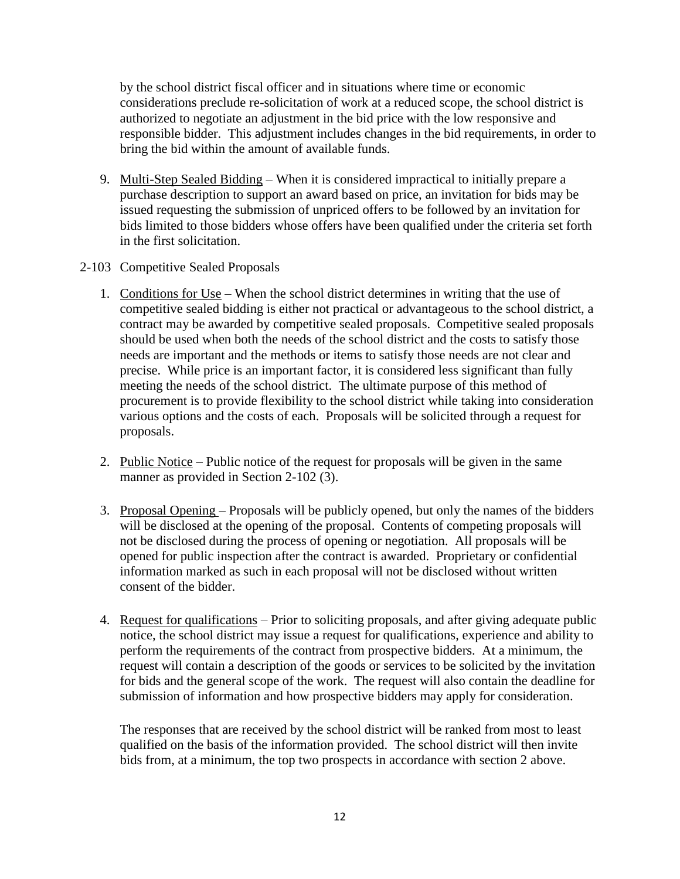by the school district fiscal officer and in situations where time or economic considerations preclude re-solicitation of work at a reduced scope, the school district is authorized to negotiate an adjustment in the bid price with the low responsive and responsible bidder. This adjustment includes changes in the bid requirements, in order to bring the bid within the amount of available funds.

9. Multi-Step Sealed Bidding – When it is considered impractical to initially prepare a purchase description to support an award based on price, an invitation for bids may be issued requesting the submission of unpriced offers to be followed by an invitation for bids limited to those bidders whose offers have been qualified under the criteria set forth in the first solicitation.

2-103 Competitive Sealed Proposals

1. Conditions for Use – When the school district determines in writing that the use of competitive sealed bidding is either not practical or advantageous to the school district, a contract may be awarded by competitive sealed proposals. Competitive sealed proposals should be used when both the needs of the school district and the costs to satisfy those needs are important and the methods or items to satisfy those needs are not clear and precise. While price is an important factor, it is considered less significant than fully meeting the needs of the school district. The ultimate purpose of this method of procurement is to provide flexibility to the school district while taking into consideration various options and the costs of each. Proposals will be solicited through a request for proposals.

2. Public Notice – Public notice of the request for proposals will be given in the same manner as provided in Section 2-102 (3).

3. Proposal Opening – Proposals will be publicly opened, but only the names of the bidders will be disclosed at the opening of the proposal. Contents of competing proposals will not be disclosed during the process of opening or negotiation. All proposals will be opened for public inspection after the contract is awarded. Proprietary or confidential information marked as such in each proposal will not be disclosed without written consent of the bidder.

4. Request for qualifications – Prior to soliciting proposals, and after giving adequate public notice, the school district may issue a request for qualifications, experience and ability to perform the requirements of the contract from prospective bidders. At a minimum, the request will contain a description of the goods or services to be solicited by the invitation for bids and the general scope of the work. The request will also contain the deadline for submission of information and how prospective bidders may apply for consideration.

   The responses that are received by the school district will be ranked from most to least qualified on the basis of the information provided. The school district will then invite bids from, at a minimum, the top two prospects in accordance with section 2 above.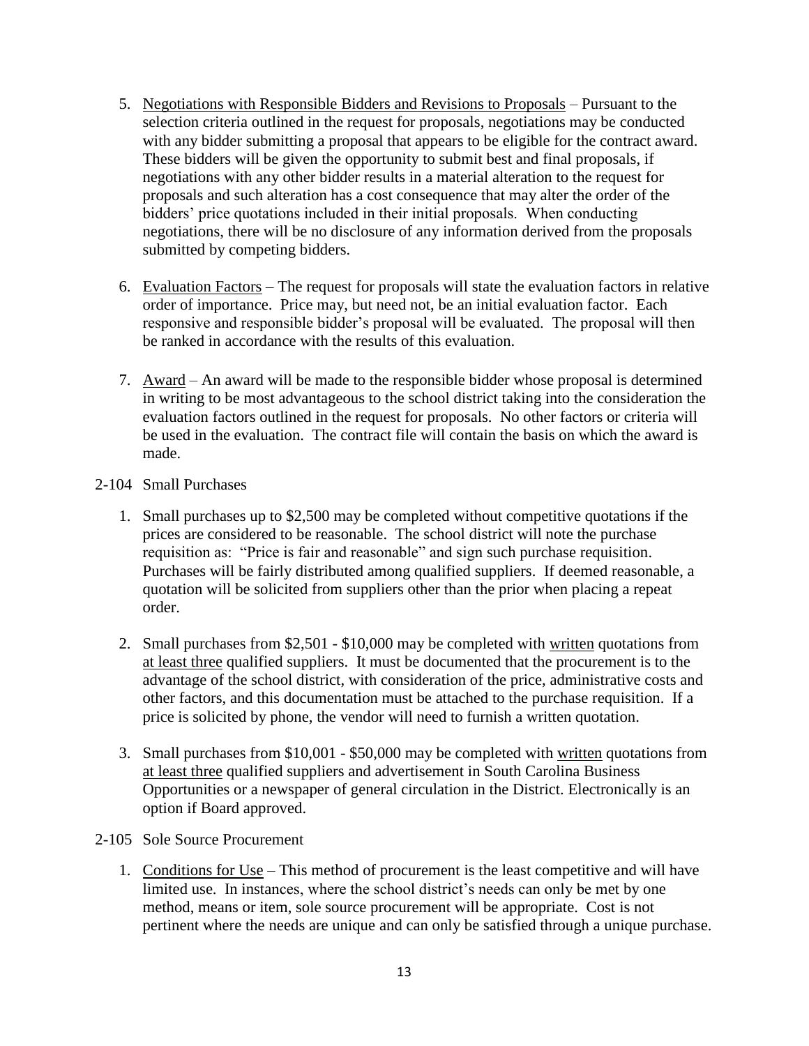5. Negotiations with Responsible Bidders and Revisions to Proposals – Pursuant to the selection criteria outlined in the request for proposals, negotiations may be conducted with any bidder submitting a proposal that appears to be eligible for the contract award. These bidders will be given the opportunity to submit best and final proposals, if negotiations with any other bidder results in a material alteration to the request for proposals and such alteration has a cost consequence that may alter the order of the bidders' price quotations included in their initial proposals. When conducting negotiations, there will be no disclosure of any information derived from the proposals submitted by competing bidders.

6. Evaluation Factors – The request for proposals will state the evaluation factors in relative order of importance. Price may, but need not, be an initial evaluation factor. Each responsive and responsible bidder's proposal will be evaluated. The proposal will then be ranked in accordance with the results of this evaluation.

7. Award – An award will be made to the responsible bidder whose proposal is determined in writing to be most advantageous to the school district taking into the consideration the evaluation factors outlined in the request for proposals. No other factors or criteria will be used in the evaluation. The contract file will contain the basis on which the award is made.

2-104 Small Purchases

1. Small purchases up to $2,500 may be completed without competitive quotations if the prices are considered to be reasonable. The school district will note the purchase requisition as: "Price is fair and reasonable" and sign such purchase requisition. Purchases will be fairly distributed among qualified suppliers. If deemed reasonable, a quotation will be solicited from suppliers other than the prior when placing a repeat order.

2. Small purchases from $2,501 - $10,000 may be completed with <u>written</u> quotations from <u>at least three</u> qualified suppliers. It must be documented that the procurement is to the advantage of the school district, with consideration of the price, administrative costs and other factors, and this documentation must be attached to the purchase requisition. If a price is solicited by phone, the vendor will need to furnish a written quotation.

3. Small purchases from $10,001 - $50,000 may be completed with <u>written</u> quotations from <u>at least three</u> qualified suppliers and advertisement in South Carolina Business Opportunities or a newspaper of general circulation in the District. Electronically is an option if Board approved.

2-105 Sole Source Procurement

1. Conditions for Use – This method of procurement is the least competitive and will have limited use. In instances, where the school district's needs can only be met by one method, means or item, sole source procurement will be appropriate. Cost is not pertinent where the needs are unique and can only be satisfied through a unique purchase.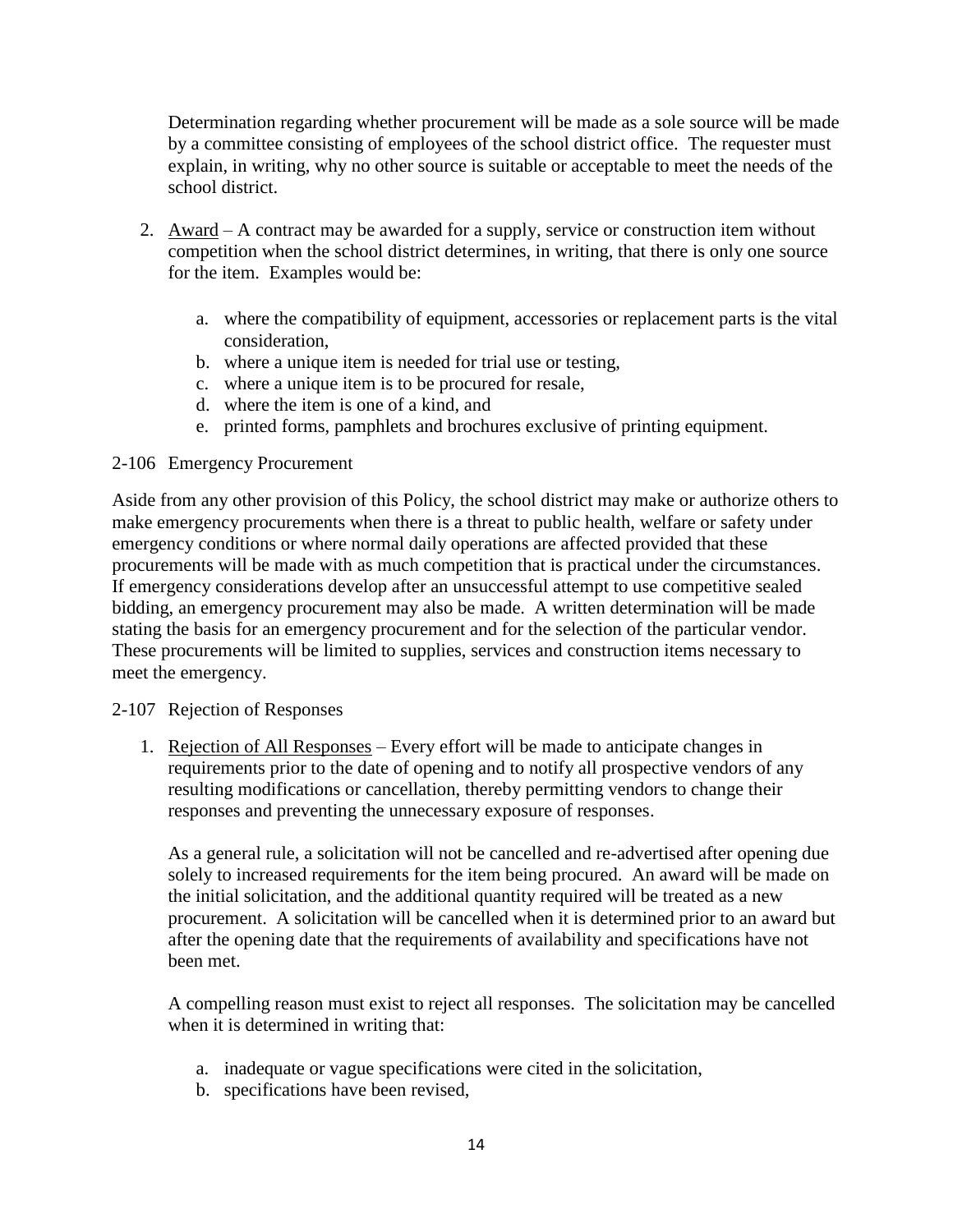Determination regarding whether procurement will be made as a sole source will be made by a committee consisting of employees of the school district office. The requester must explain, in writing, why no other source is suitable or acceptable to meet the needs of the school district.

2. Award – A contract may be awarded for a supply, service or construction item without competition when the school district determines, in writing, that there is only one source for the item. Examples would be:

   a. where the compatibility of equipment, accessories or replacement parts is the vital consideration,
   b. where a unique item is needed for trial use or testing,
   c. where a unique item is to be procured for resale,
   d. where the item is one of a kind, and
   e. printed forms, pamphlets and brochures exclusive of printing equipment.

2-106 Emergency Procurement

Aside from any other provision of this Policy, the school district may make or authorize others to make emergency procurements when there is a threat to public health, welfare or safety under emergency conditions or where normal daily operations are affected provided that these procurements will be made with as much competition that is practical under the circumstances. If emergency considerations develop after an unsuccessful attempt to use competitive sealed bidding, an emergency procurement may also be made. A written determination will be made stating the basis for an emergency procurement and for the selection of the particular vendor. These procurements will be limited to supplies, services and construction items necessary to meet the emergency.

2-107 Rejection of Responses

1. Rejection of All Responses – Every effort will be made to anticipate changes in requirements prior to the date of opening and to notify all prospective vendors of any resulting modifications or cancellation, thereby permitting vendors to change their responses and preventing the unnecessary exposure of responses.

   As a general rule, a solicitation will not be cancelled and re-advertised after opening due solely to increased requirements for the item being procured. An award will be made on the initial solicitation, and the additional quantity required will be treated as a new procurement. A solicitation will be cancelled when it is determined prior to an award but after the opening date that the requirements of availability and specifications have not been met.

   A compelling reason must exist to reject all responses. The solicitation may be cancelled when it is determined in writing that:

   a. inadequate or vague specifications were cited in the solicitation,
   b. specifications have been revised,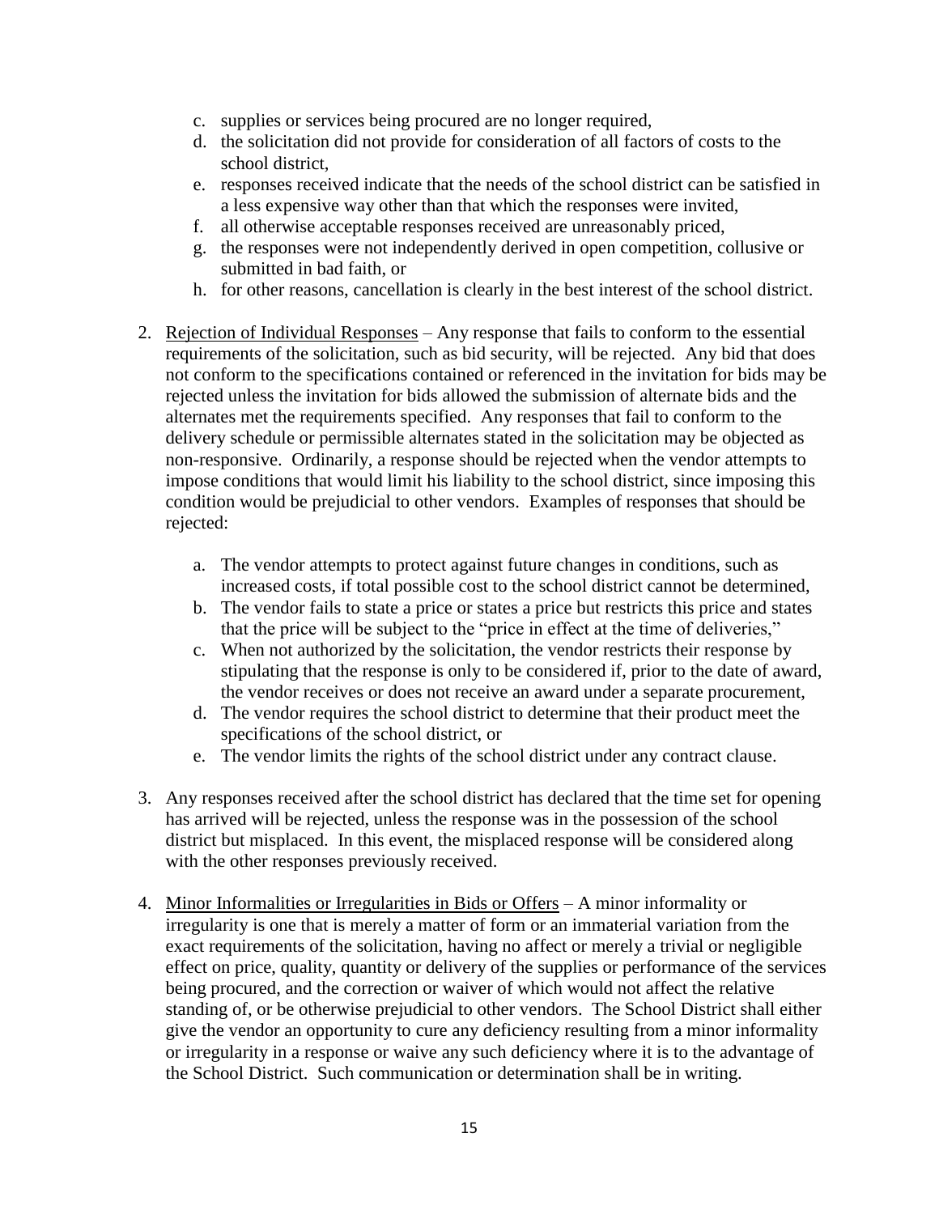c. supplies or services being procured are no longer required,
d. the solicitation did not provide for consideration of all factors of costs to the school district,
e. responses received indicate that the needs of the school district can be satisfied in a less expensive way other than that which the responses were invited,
f. all otherwise acceptable responses received are unreasonably priced,
g. the responses were not independently derived in open competition, collusive or submitted in bad faith, or
h. for other reasons, cancellation is clearly in the best interest of the school district.

2. Rejection of Individual Responses – Any response that fails to conform to the essential requirements of the solicitation, such as bid security, will be rejected. Any bid that does not conform to the specifications contained or referenced in the invitation for bids may be rejected unless the invitation for bids allowed the submission of alternate bids and the alternates met the requirements specified. Any responses that fail to conform to the delivery schedule or permissible alternates stated in the solicitation may be objected as non-responsive. Ordinarily, a response should be rejected when the vendor attempts to impose conditions that would limit his liability to the school district, since imposing this condition would be prejudicial to other vendors. Examples of responses that should be rejected:

   a. The vendor attempts to protect against future changes in conditions, such as increased costs, if total possible cost to the school district cannot be determined,
   b. The vendor fails to state a price or states a price but restricts this price and states that the price will be subject to the "price in effect at the time of deliveries,"
   c. When not authorized by the solicitation, the vendor restricts their response by stipulating that the response is only to be considered if, prior to the date of award, the vendor receives or does not receive an award under a separate procurement,
   d. The vendor requires the school district to determine that their product meet the specifications of the school district, or
   e. The vendor limits the rights of the school district under any contract clause.

3. Any responses received after the school district has declared that the time set for opening has arrived will be rejected, unless the response was in the possession of the school district but misplaced. In this event, the misplaced response will be considered along with the other responses previously received.

4. Minor Informalities or Irregularities in Bids or Offers – A minor informality or irregularity is one that is merely a matter of form or an immaterial variation from the exact requirements of the solicitation, having no affect or merely a trivial or negligible effect on price, quality, quantity or delivery of the supplies or performance of the services being procured, and the correction or waiver of which would not affect the relative standing of, or be otherwise prejudicial to other vendors. The School District shall either give the vendor an opportunity to cure any deficiency resulting from a minor informality or irregularity in a response or waive any such deficiency where it is to the advantage of the School District. Such communication or determination shall be in writing.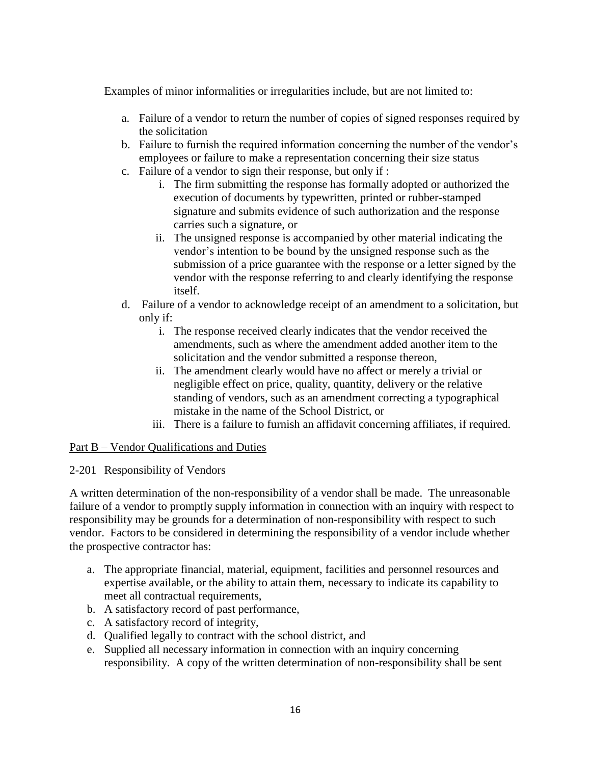Examples of minor informalities or irregularities include, but are not limited to:

a. Failure of a vendor to return the number of copies of signed responses required by the solicitation
b. Failure to furnish the required information concerning the number of the vendor's employees or failure to make a representation concerning their size status
c. Failure of a vendor to sign their response, but only if :
    i. The firm submitting the response has formally adopted or authorized the execution of documents by typewritten, printed or rubber-stamped signature and submits evidence of such authorization and the response carries such a signature, or
    ii. The unsigned response is accompanied by other material indicating the vendor's intention to be bound by the unsigned response such as the submission of a price guarantee with the response or a letter signed by the vendor with the response referring to and clearly identifying the response itself.
d. Failure of a vendor to acknowledge receipt of an amendment to a solicitation, but only if:
    i. The response received clearly indicates that the vendor received the amendments, such as where the amendment added another item to the solicitation and the vendor submitted a response thereon,
    ii. The amendment clearly would have no affect or merely a trivial or negligible effect on price, quality, quantity, delivery or the relative standing of vendors, such as an amendment correcting a typographical mistake in the name of the School District, or
    iii. There is a failure to furnish an affidavit concerning affiliates, if required.

## Part B – Vendor Qualifications and Duties

### 2-201 Responsibility of Vendors

A written determination of the non-responsibility of a vendor shall be made. The unreasonable failure of a vendor to promptly supply information in connection with an inquiry with respect to responsibility may be grounds for a determination of non-responsibility with respect to such vendor. Factors to be considered in determining the responsibility of a vendor include whether the prospective contractor has:

a. The appropriate financial, material, equipment, facilities and personnel resources and expertise available, or the ability to attain them, necessary to indicate its capability to meet all contractual requirements,
b. A satisfactory record of past performance,
c. A satisfactory record of integrity,
d. Qualified legally to contract with the school district, and
e. Supplied all necessary information in connection with an inquiry concerning responsibility. A copy of the written determination of non-responsibility shall be sent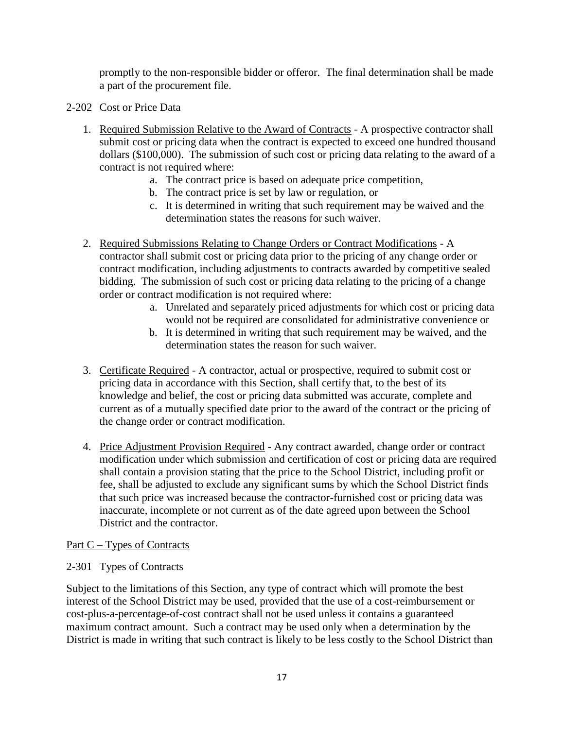promptly to the non-responsible bidder or offeror. The final determination shall be made a part of the procurement file.

2-202 Cost or Price Data

1. Required Submission Relative to the Award of Contracts - A prospective contractor shall submit cost or pricing data when the contract is expected to exceed one hundred thousand dollars ($100,000). The submission of such cost or pricing data relating to the award of a contract is not required where:
   a. The contract price is based on adequate price competition,
   b. The contract price is set by law or regulation, or
   c. It is determined in writing that such requirement may be waived and the determination states the reasons for such waiver.

2. Required Submissions Relating to Change Orders or Contract Modifications - A contractor shall submit cost or pricing data prior to the pricing of any change order or contract modification, including adjustments to contracts awarded by competitive sealed bidding. The submission of such cost or pricing data relating to the pricing of a change order or contract modification is not required where:
   a. Unrelated and separately priced adjustments for which cost or pricing data would not be required are consolidated for administrative convenience or
   b. It is determined in writing that such requirement may be waived, and the determination states the reason for such waiver.

3. Certificate Required - A contractor, actual or prospective, required to submit cost or pricing data in accordance with this Section, shall certify that, to the best of its knowledge and belief, the cost or pricing data submitted was accurate, complete and current as of a mutually specified date prior to the award of the contract or the pricing of the change order or contract modification.

4. Price Adjustment Provision Required - Any contract awarded, change order or contract modification under which submission and certification of cost or pricing data are required shall contain a provision stating that the price to the School District, including profit or fee, shall be adjusted to exclude any significant sums by which the School District finds that such price was increased because the contractor-furnished cost or pricing data was inaccurate, incomplete or not current as of the date agreed upon between the School District and the contractor.

Part C – Types of Contracts

2-301 Types of Contracts

Subject to the limitations of this Section, any type of contract which will promote the best interest of the School District may be used, provided that the use of a cost-reimbursement or cost-plus-a-percentage-of-cost contract shall not be used unless it contains a guaranteed maximum contract amount. Such a contract may be used only when a determination by the District is made in writing that such contract is likely to be less costly to the School District than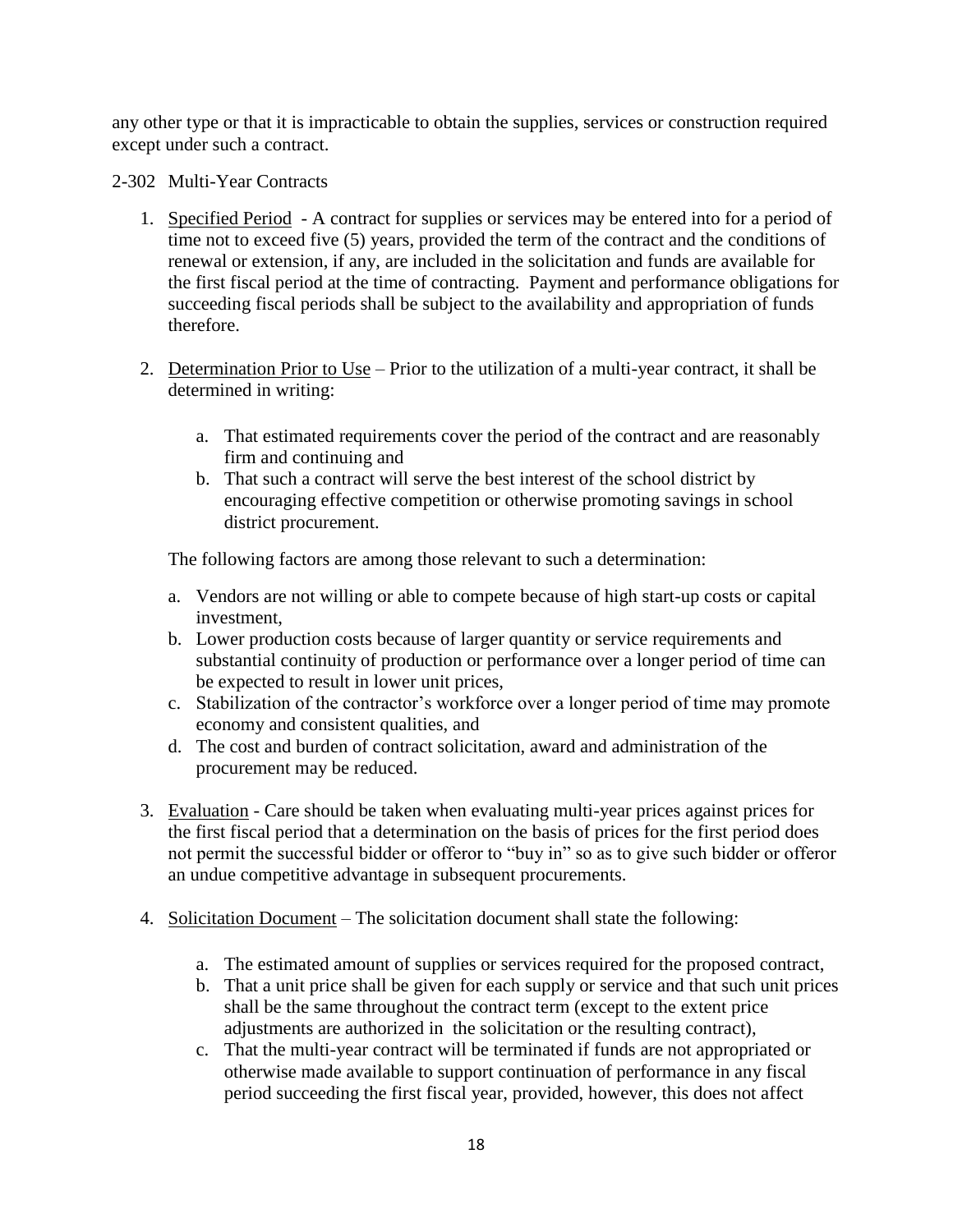any other type or that it is impracticable to obtain the supplies, services or construction required except under such a contract.

2-302 Multi-Year Contracts

1. Specified Period - A contract for supplies or services may be entered into for a period of time not to exceed five (5) years, provided the term of the contract and the conditions of renewal or extension, if any, are included in the solicitation and funds are available for the first fiscal period at the time of contracting. Payment and performance obligations for succeeding fiscal periods shall be subject to the availability and appropriation of funds therefore.

2. Determination Prior to Use – Prior to the utilization of a multi-year contract, it shall be determined in writing:

    a. That estimated requirements cover the period of the contract and are reasonably firm and continuing and
    b. That such a contract will serve the best interest of the school district by encouraging effective competition or otherwise promoting savings in school district procurement.

    The following factors are among those relevant to such a determination:

    a. Vendors are not willing or able to compete because of high start-up costs or capital investment,
    b. Lower production costs because of larger quantity or service requirements and substantial continuity of production or performance over a longer period of time can be expected to result in lower unit prices,
    c. Stabilization of the contractor's workforce over a longer period of time may promote economy and consistent qualities, and
    d. The cost and burden of contract solicitation, award and administration of the procurement may be reduced.

3. Evaluation - Care should be taken when evaluating multi-year prices against prices for the first fiscal period that a determination on the basis of prices for the first period does not permit the successful bidder or offeror to "buy in" so as to give such bidder or offeror an undue competitive advantage in subsequent procurements.

4. Solicitation Document – The solicitation document shall state the following:

    a. The estimated amount of supplies or services required for the proposed contract,
    b. That a unit price shall be given for each supply or service and that such unit prices shall be the same throughout the contract term (except to the extent price adjustments are authorized in the solicitation or the resulting contract),
    c. That the multi-year contract will be terminated if funds are not appropriated or otherwise made available to support continuation of performance in any fiscal period succeeding the first fiscal year, provided, however, this does not affect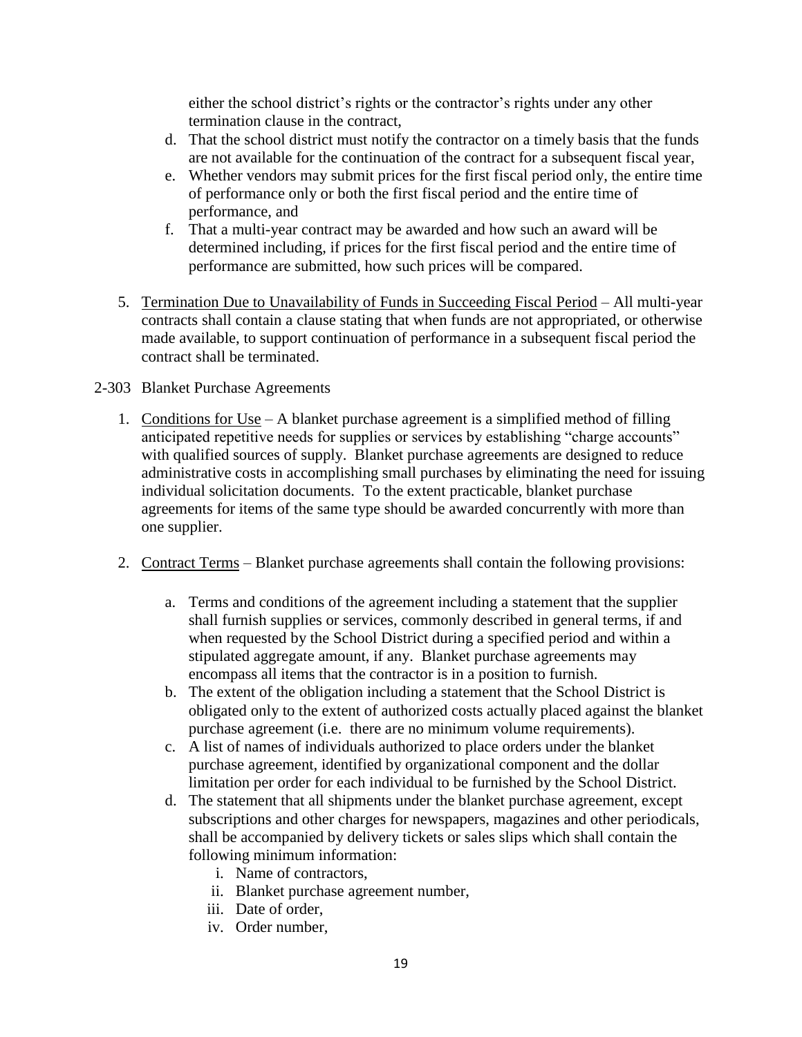either the school district's rights or the contractor's rights under any other termination clause in the contract,

d. That the school district must notify the contractor on a timely basis that the funds are not available for the continuation of the contract for a subsequent fiscal year,
e. Whether vendors may submit prices for the first fiscal period only, the entire time of performance only or both the first fiscal period and the entire time of performance, and
f. That a multi-year contract may be awarded and how such an award will be determined including, if prices for the first fiscal period and the entire time of performance are submitted, how such prices will be compared.

5. Termination Due to Unavailability of Funds in Succeeding Fiscal Period – All multi-year contracts shall contain a clause stating that when funds are not appropriated, or otherwise made available, to support continuation of performance in a subsequent fiscal period the contract shall be terminated.

2-303 Blanket Purchase Agreements

1. Conditions for Use – A blanket purchase agreement is a simplified method of filling anticipated repetitive needs for supplies or services by establishing "charge accounts" with qualified sources of supply. Blanket purchase agreements are designed to reduce administrative costs in accomplishing small purchases by eliminating the need for issuing individual solicitation documents. To the extent practicable, blanket purchase agreements for items of the same type should be awarded concurrently with more than one supplier.

2. Contract Terms – Blanket purchase agreements shall contain the following provisions:

   a. Terms and conditions of the agreement including a statement that the supplier shall furnish supplies or services, commonly described in general terms, if and when requested by the School District during a specified period and within a stipulated aggregate amount, if any. Blanket purchase agreements may encompass all items that the contractor is in a position to furnish.
   b. The extent of the obligation including a statement that the School District is obligated only to the extent of authorized costs actually placed against the blanket purchase agreement (i.e. there are no minimum volume requirements).
   c. A list of names of individuals authorized to place orders under the blanket purchase agreement, identified by organizational component and the dollar limitation per order for each individual to be furnished by the School District.
   d. The statement that all shipments under the blanket purchase agreement, except subscriptions and other charges for newspapers, magazines and other periodicals, shall be accompanied by delivery tickets or sales slips which shall contain the following minimum information:
      i. Name of contractors,
      ii. Blanket purchase agreement number,
      iii. Date of order,
      iv. Order number,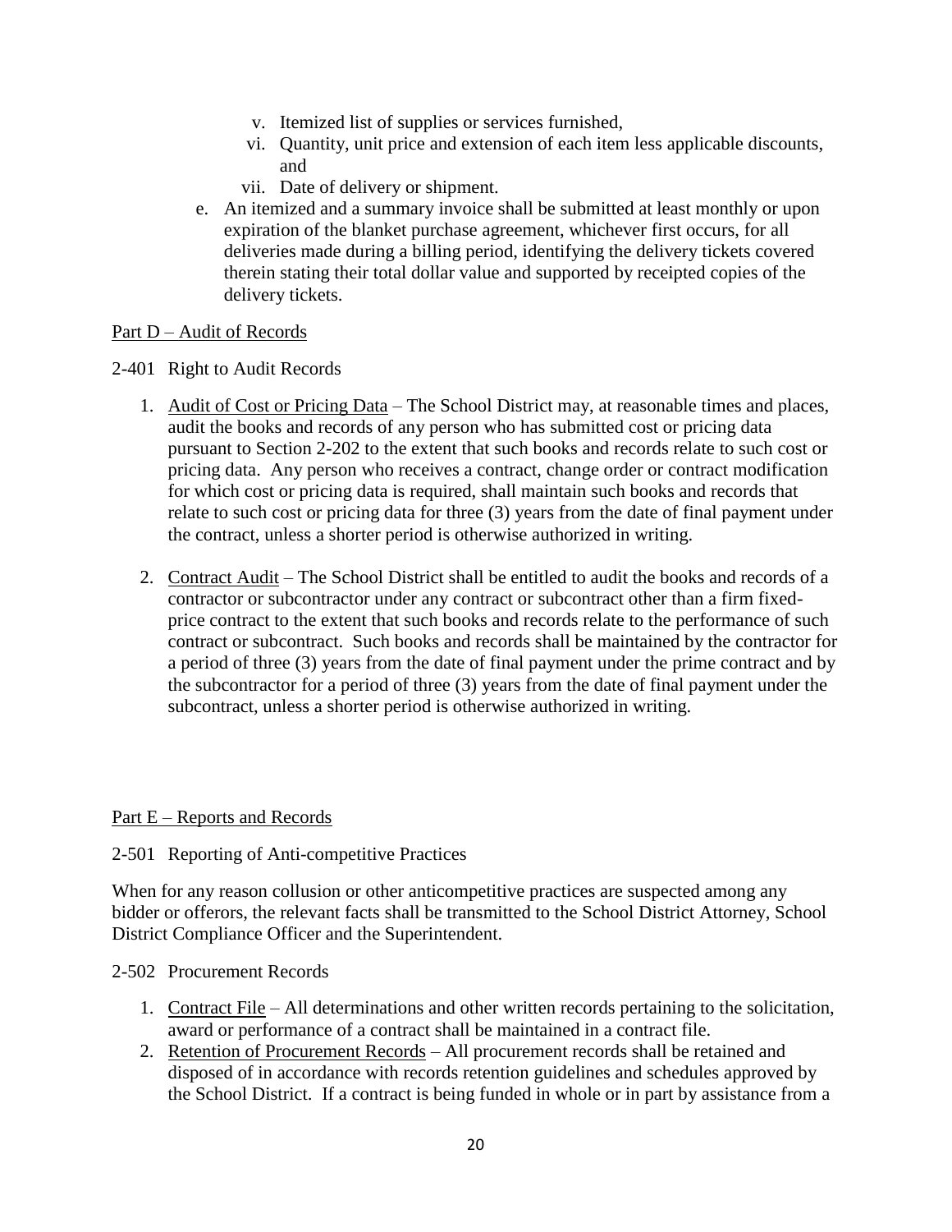v. Itemized list of supplies or services furnished,
vi. Quantity, unit price and extension of each item less applicable discounts, and
vii. Date of delivery or shipment.

e. An itemized and a summary invoice shall be submitted at least monthly or upon expiration of the blanket purchase agreement, whichever first occurs, for all deliveries made during a billing period, identifying the delivery tickets covered therein stating their total dollar value and supported by receipted copies of the delivery tickets.

Part D – Audit of Records

2-401 Right to Audit Records

1. Audit of Cost or Pricing Data – The School District may, at reasonable times and places, audit the books and records of any person who has submitted cost or pricing data pursuant to Section 2-202 to the extent that such books and records relate to such cost or pricing data. Any person who receives a contract, change order or contract modification for which cost or pricing data is required, shall maintain such books and records that relate to such cost or pricing data for three (3) years from the date of final payment under the contract, unless a shorter period is otherwise authorized in writing.

2. Contract Audit – The School District shall be entitled to audit the books and records of a contractor or subcontractor under any contract or subcontract other than a firm fixed-price contract to the extent that such books and records relate to the performance of such contract or subcontract. Such books and records shall be maintained by the contractor for a period of three (3) years from the date of final payment under the prime contract and by the subcontractor for a period of three (3) years from the date of final payment under the subcontract, unless a shorter period is otherwise authorized in writing.

Part E – Reports and Records

2-501 Reporting of Anti-competitive Practices

When for any reason collusion or other anticompetitive practices are suspected among any bidder or offerors, the relevant facts shall be transmitted to the School District Attorney, School District Compliance Officer and the Superintendent.

2-502 Procurement Records

1. Contract File – All determinations and other written records pertaining to the solicitation, award or performance of a contract shall be maintained in a contract file.
2. Retention of Procurement Records – All procurement records shall be retained and disposed of in accordance with records retention guidelines and schedules approved by the School District. If a contract is being funded in whole or in part by assistance from a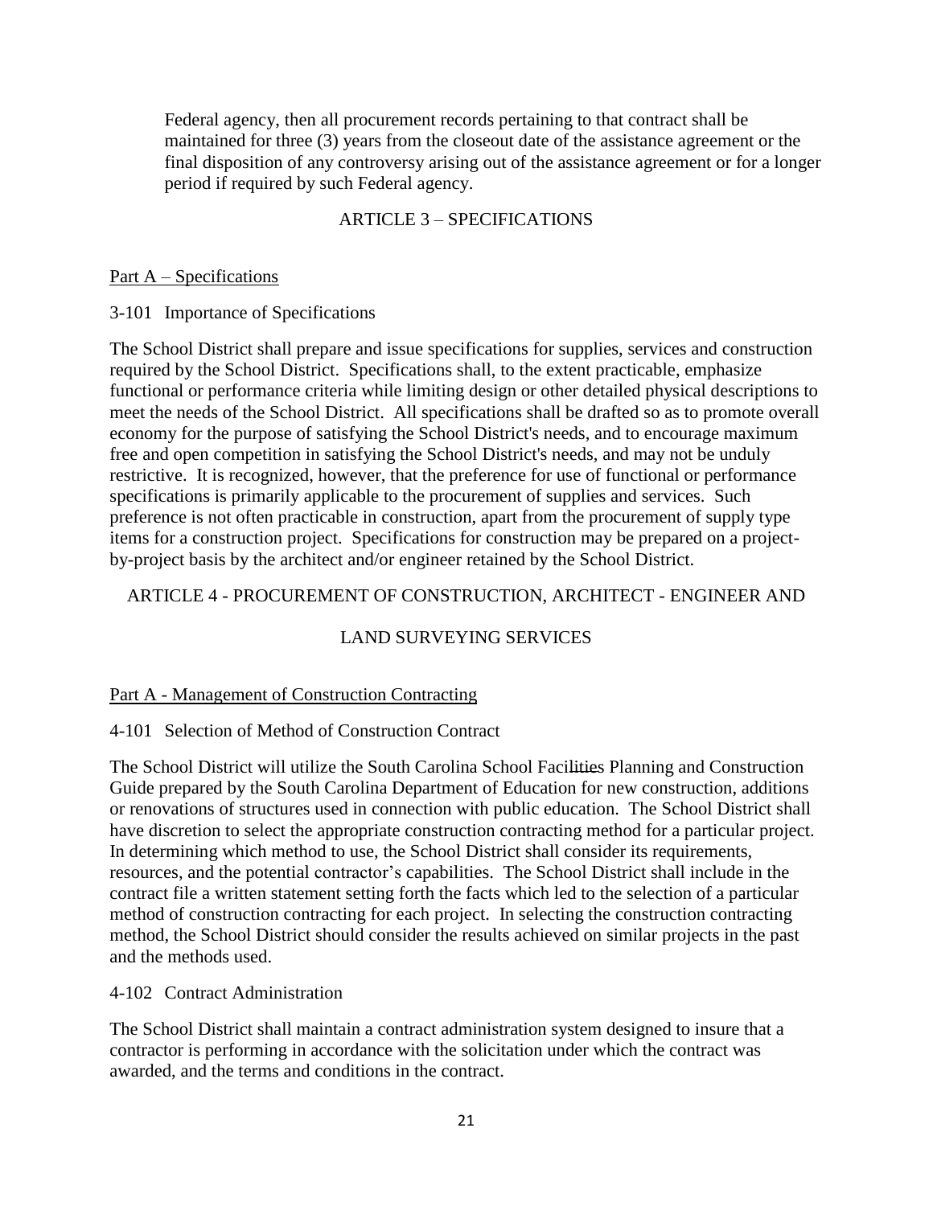Federal agency, then all procurement records pertaining to that contract shall be maintained for three (3) years from the closeout date of the assistance agreement or the final disposition of any controversy arising out of the assistance agreement or for a longer period if required by such Federal agency.

## ARTICLE 3 – SPECIFICATIONS

Part A – Specifications

3-101 Importance of Specifications

The School District shall prepare and issue specifications for supplies, services and construction required by the School District. Specifications shall, to the extent practicable, emphasize functional or performance criteria while limiting design or other detailed physical descriptions to meet the needs of the School District. All specifications shall be drafted so as to promote overall economy for the purpose of satisfying the School District's needs, and to encourage maximum free and open competition in satisfying the School District's needs, and may not be unduly restrictive. It is recognized, however, that the preference for use of functional or performance specifications is primarily applicable to the procurement of supplies and services. Such preference is not often practicable in construction, apart from the procurement of supply type items for a construction project. Specifications for construction may be prepared on a project-by-project basis by the architect and/or engineer retained by the School District.

## ARTICLE 4 - PROCUREMENT OF CONSTRUCTION, ARCHITECT - ENGINEER AND LAND SURVEYING SERVICES

Part A - Management of Construction Contracting

4-101 Selection of Method of Construction Contract

The School District will utilize the South Carolina School Facilities Planning and Construction Guide prepared by the South Carolina Department of Education for new construction, additions or renovations of structures used in connection with public education. The School District shall have discretion to select the appropriate construction contracting method for a particular project. In determining which method to use, the School District shall consider its requirements, resources, and the potential contractor's capabilities. The School District shall include in the contract file a written statement setting forth the facts which led to the selection of a particular method of construction contracting for each project. In selecting the construction contracting method, the School District should consider the results achieved on similar projects in the past and the methods used.

4-102 Contract Administration

The School District shall maintain a contract administration system designed to insure that a contractor is performing in accordance with the solicitation under which the contract was awarded, and the terms and conditions in the contract.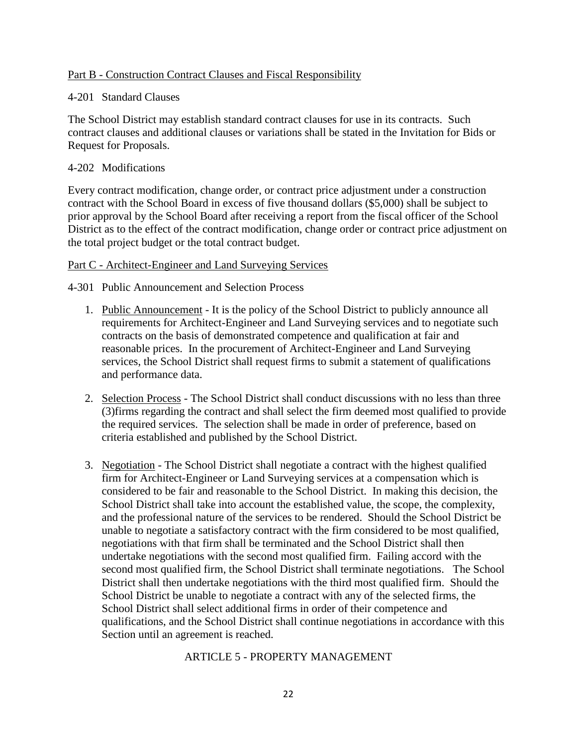Part B - Construction Contract Clauses and Fiscal Responsibility

4-201 Standard Clauses

The School District may establish standard contract clauses for use in its contracts. Such contract clauses and additional clauses or variations shall be stated in the Invitation for Bids or Request for Proposals.

4-202 Modifications

Every contract modification, change order, or contract price adjustment under a construction contract with the School Board in excess of five thousand dollars ($5,000) shall be subject to prior approval by the School Board after receiving a report from the fiscal officer of the School District as to the effect of the contract modification, change order or contract price adjustment on the total project budget or the total contract budget.

Part C - Architect-Engineer and Land Surveying Services

4-301 Public Announcement and Selection Process

1. Public Announcement - It is the policy of the School District to publicly announce all requirements for Architect-Engineer and Land Surveying services and to negotiate such contracts on the basis of demonstrated competence and qualification at fair and reasonable prices. In the procurement of Architect-Engineer and Land Surveying services, the School District shall request firms to submit a statement of qualifications and performance data.

2. Selection Process - The School District shall conduct discussions with no less than three (3)firms regarding the contract and shall select the firm deemed most qualified to provide the required services. The selection shall be made in order of preference, based on criteria established and published by the School District.

3. Negotiation - The School District shall negotiate a contract with the highest qualified firm for Architect-Engineer or Land Surveying services at a compensation which is considered to be fair and reasonable to the School District. In making this decision, the School District shall take into account the established value, the scope, the complexity, and the professional nature of the services to be rendered. Should the School District be unable to negotiate a satisfactory contract with the firm considered to be most qualified, negotiations with that firm shall be terminated and the School District shall then undertake negotiations with the second most qualified firm. Failing accord with the second most qualified firm, the School District shall terminate negotiations. The School District shall then undertake negotiations with the third most qualified firm. Should the School District be unable to negotiate a contract with any of the selected firms, the School District shall select additional firms in order of their competence and qualifications, and the School District shall continue negotiations in accordance with this Section until an agreement is reached.

ARTICLE 5 - PROPERTY MANAGEMENT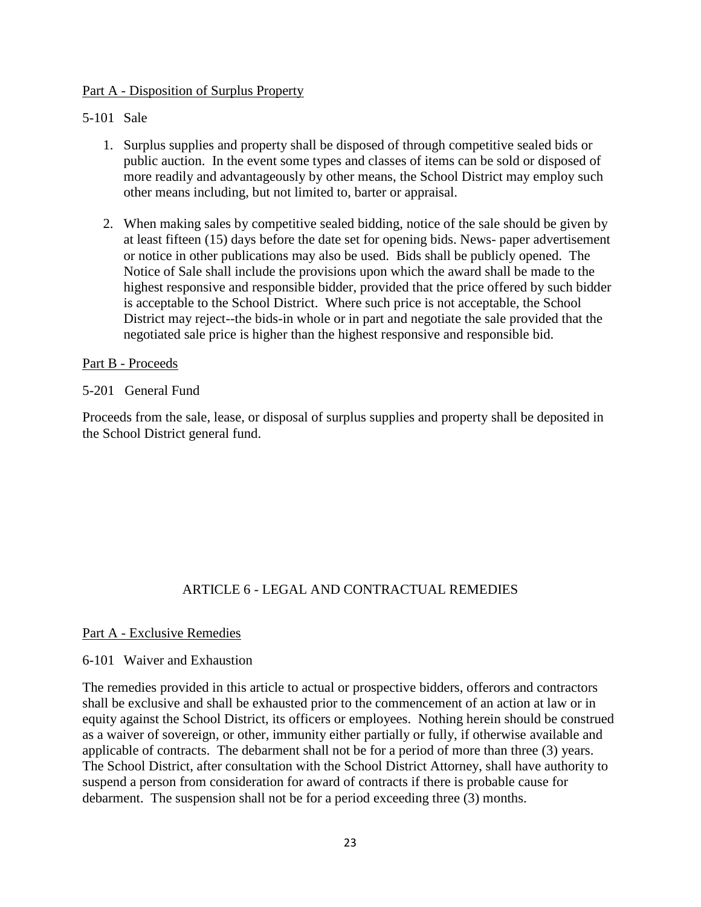Part A - Disposition of Surplus Property

5-101 Sale

1. Surplus supplies and property shall be disposed of through competitive sealed bids or public auction. In the event some types and classes of items can be sold or disposed of more readily and advantageously by other means, the School District may employ such other means including, but not limited to, barter or appraisal.

2. When making sales by competitive sealed bidding, notice of the sale should be given by at least fifteen (15) days before the date set for opening bids. News- paper advertisement or notice in other publications may also be used. Bids shall be publicly opened. The Notice of Sale shall include the provisions upon which the award shall be made to the highest responsive and responsible bidder, provided that the price offered by such bidder is acceptable to the School District. Where such price is not acceptable, the School District may reject--the bids-in whole or in part and negotiate the sale provided that the negotiated sale price is higher than the highest responsive and responsible bid.

Part B - Proceeds

5-201 General Fund

Proceeds from the sale, lease, or disposal of surplus supplies and property shall be deposited in the School District general fund.

## ARTICLE 6 - LEGAL AND CONTRACTUAL REMEDIES

Part A - Exclusive Remedies

6-101 Waiver and Exhaustion

The remedies provided in this article to actual or prospective bidders, offerors and contractors shall be exclusive and shall be exhausted prior to the commencement of an action at law or in equity against the School District, its officers or employees. Nothing herein should be construed as a waiver of sovereign, or other, immunity either partially or fully, if otherwise available and applicable of contracts. The debarment shall not be for a period of more than three (3) years. The School District, after consultation with the School District Attorney, shall have authority to suspend a person from consideration for award of contracts if there is probable cause for debarment. The suspension shall not be for a period exceeding three (3) months.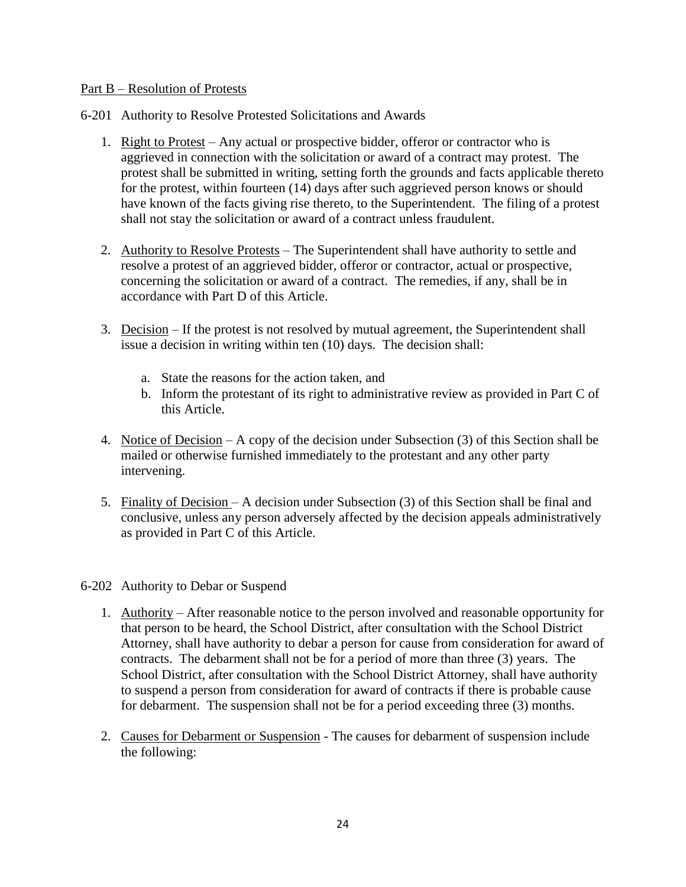Part B – Resolution of Protests

6-201 Authority to Resolve Protested Solicitations and Awards

1. Right to Protest – Any actual or prospective bidder, offeror or contractor who is aggrieved in connection with the solicitation or award of a contract may protest. The protest shall be submitted in writing, setting forth the grounds and facts applicable thereto for the protest, within fourteen (14) days after such aggrieved person knows or should have known of the facts giving rise thereto, to the Superintendent. The filing of a protest shall not stay the solicitation or award of a contract unless fraudulent.

2. Authority to Resolve Protests – The Superintendent shall have authority to settle and resolve a protest of an aggrieved bidder, offeror or contractor, actual or prospective, concerning the solicitation or award of a contract. The remedies, if any, shall be in accordance with Part D of this Article.

3. Decision – If the protest is not resolved by mutual agreement, the Superintendent shall issue a decision in writing within ten (10) days. The decision shall:

   a. State the reasons for the action taken, and
   b. Inform the protestant of its right to administrative review as provided in Part C of this Article.

4. Notice of Decision – A copy of the decision under Subsection (3) of this Section shall be mailed or otherwise furnished immediately to the protestant and any other party intervening.

5. Finality of Decision – A decision under Subsection (3) of this Section shall be final and conclusive, unless any person adversely affected by the decision appeals administratively as provided in Part C of this Article.

6-202 Authority to Debar or Suspend

1. Authority – After reasonable notice to the person involved and reasonable opportunity for that person to be heard, the School District, after consultation with the School District Attorney, shall have authority to debar a person for cause from consideration for award of contracts. The debarment shall not be for a period of more than three (3) years. The School District, after consultation with the School District Attorney, shall have authority to suspend a person from consideration for award of contracts if there is probable cause for debarment. The suspension shall not be for a period exceeding three (3) months.

2. Causes for Debarment or Suspension - The causes for debarment of suspension include the following: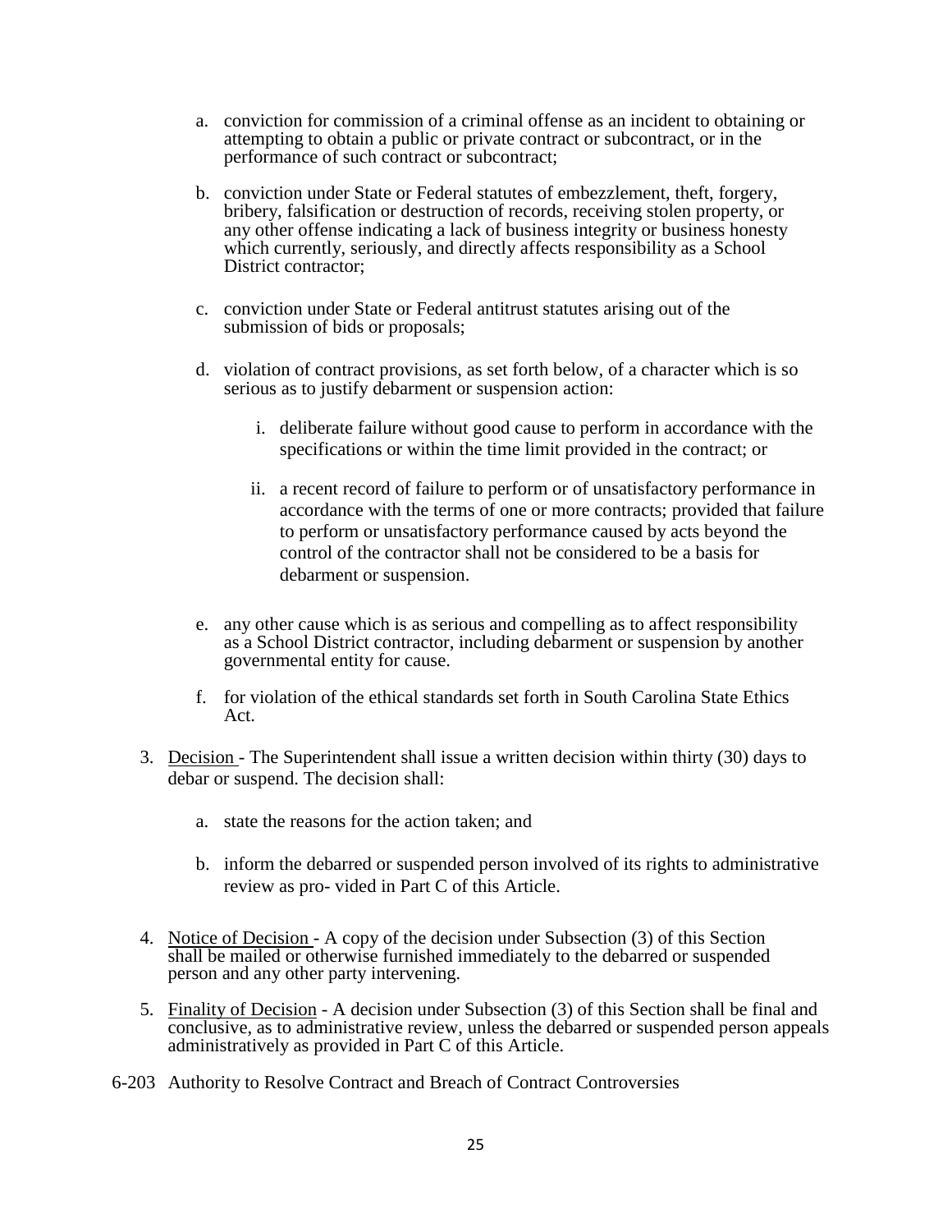a. conviction for commission of a criminal offense as an incident to obtaining or attempting to obtain a public or private contract or subcontract, or in the performance of such contract or subcontract;

b. conviction under State or Federal statutes of embezzlement, theft, forgery, bribery, falsification or destruction of records, receiving stolen property, or any other offense indicating a lack of business integrity or business honesty which currently, seriously, and directly affects responsibility as a School District contractor;

c. conviction under State or Federal antitrust statutes arising out of the submission of bids or proposals;

d. violation of contract provisions, as set forth below, of a character which is so serious as to justify debarment or suspension action:

   i. deliberate failure without good cause to perform in accordance with the specifications or within the time limit provided in the contract; or

   ii. a recent record of failure to perform or of unsatisfactory performance in accordance with the terms of one or more contracts; provided that failure to perform or unsatisfactory performance caused by acts beyond the control of the contractor shall not be considered to be a basis for debarment or suspension.

e. any other cause which is as serious and compelling as to affect responsibility as a School District contractor, including debarment or suspension by another governmental entity for cause.

f. for violation of the ethical standards set forth in South Carolina State Ethics Act.

3. Decision - The Superintendent shall issue a written decision within thirty (30) days to debar or suspend. The decision shall:

   a. state the reasons for the action taken; and

   b. inform the debarred or suspended person involved of its rights to administrative review as pro- vided in Part C of this Article.

4. Notice of Decision - A copy of the decision under Subsection (3) of this Section shall be mailed or otherwise furnished immediately to the debarred or suspended person and any other party intervening.

5. Finality of Decision - A decision under Subsection (3) of this Section shall be final and conclusive, as to administrative review, unless the debarred or suspended person appeals administratively as provided in Part C of this Article.

6-203 Authority to Resolve Contract and Breach of Contract Controversies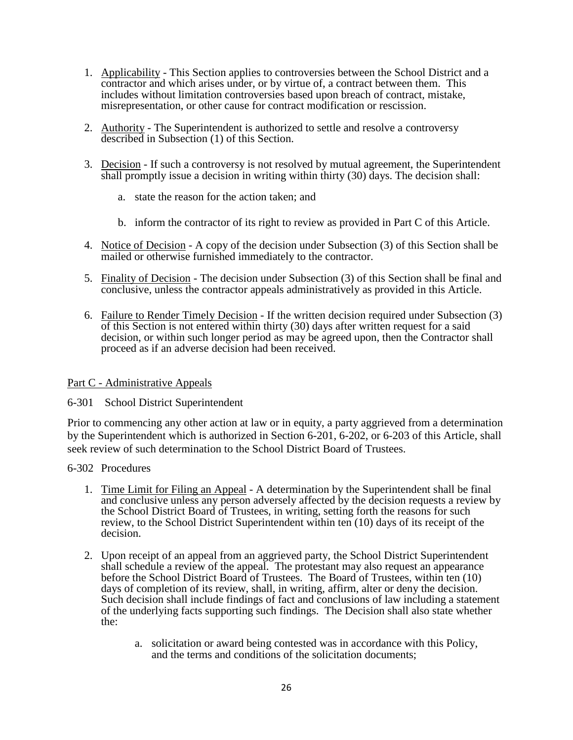1. Applicability - This Section applies to controversies between the School District and a contractor and which arises under, or by virtue of, a contract between them. This includes without limitation controversies based upon breach of contract, mistake, misrepresentation, or other cause for contract modification or rescission.

2. Authority - The Superintendent is authorized to settle and resolve a controversy described in Subsection (1) of this Section.

3. Decision - If such a controversy is not resolved by mutual agreement, the Superintendent shall promptly issue a decision in writing within thirty (30) days. The decision shall:

   a. state the reason for the action taken; and

   b. inform the contractor of its right to review as provided in Part C of this Article.

4. Notice of Decision - A copy of the decision under Subsection (3) of this Section shall be mailed or otherwise furnished immediately to the contractor.

5. Finality of Decision - The decision under Subsection (3) of this Section shall be final and conclusive, unless the contractor appeals administratively as provided in this Article.

6. Failure to Render Timely Decision - If the written decision required under Subsection (3) of this Section is not entered within thirty (30) days after written request for a said decision, or within such longer period as may be agreed upon, then the Contractor shall proceed as if an adverse decision had been received.

Part C - Administrative Appeals

6-301 School District Superintendent

Prior to commencing any other action at law or in equity, a party aggrieved from a determination by the Superintendent which is authorized in Section 6-201, 6-202, or 6-203 of this Article, shall seek review of such determination to the School District Board of Trustees.

6-302 Procedures

1. Time Limit for Filing an Appeal - A determination by the Superintendent shall be final and conclusive unless any person adversely affected by the decision requests a review by the School District Board of Trustees, in writing, setting forth the reasons for such review, to the School District Superintendent within ten (10) days of its receipt of the decision.

2. Upon receipt of an appeal from an aggrieved party, the School District Superintendent shall schedule a review of the appeal. The protestant may also request an appearance before the School District Board of Trustees. The Board of Trustees, within ten (10) days of completion of its review, shall, in writing, affirm, alter or deny the decision. Such decision shall include findings of fact and conclusions of law including a statement of the underlying facts supporting such findings. The Decision shall also state whether the:

   a. solicitation or award being contested was in accordance with this Policy, and the terms and conditions of the solicitation documents;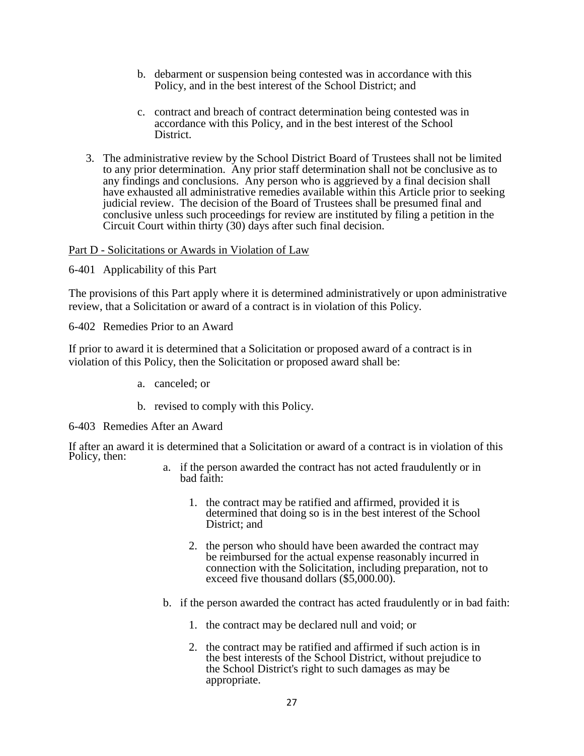b. debarment or suspension being contested was in accordance with this Policy, and in the best interest of the School District; and

c. contract and breach of contract determination being contested was in accordance with this Policy, and in the best interest of the School District.

3. The administrative review by the School District Board of Trustees shall not be limited to any prior determination. Any prior staff determination shall not be conclusive as to any findings and conclusions. Any person who is aggrieved by a final decision shall have exhausted all administrative remedies available within this Article prior to seeking judicial review. The decision of the Board of Trustees shall be presumed final and conclusive unless such proceedings for review are instituted by filing a petition in the Circuit Court within thirty (30) days after such final decision.

<u>Part D - Solicitations or Awards in Violation of Law</u>

6-401 Applicability of this Part

The provisions of this Part apply where it is determined administratively or upon administrative review, that a Solicitation or award of a contract is in violation of this Policy.

6-402 Remedies Prior to an Award

If prior to award it is determined that a Solicitation or proposed award of a contract is in violation of this Policy, then the Solicitation or proposed award shall be:

a. canceled; or

b. revised to comply with this Policy.

6-403 Remedies After an Award

If after an award it is determined that a Solicitation or award of a contract is in violation of this Policy, then:

a. if the person awarded the contract has not acted fraudulently or in bad faith:

   1. the contract may be ratified and affirmed, provided it is determined that doing so is in the best interest of the School District; and

   2. the person who should have been awarded the contract may be reimbursed for the actual expense reasonably incurred in connection with the Solicitation, including preparation, not to exceed five thousand dollars ($5,000.00).

b. if the person awarded the contract has acted fraudulently or in bad faith:

   1. the contract may be declared null and void; or

   2. the contract may be ratified and affirmed if such action is in the best interests of the School District, without prejudice to the School District's right to such damages as may be appropriate.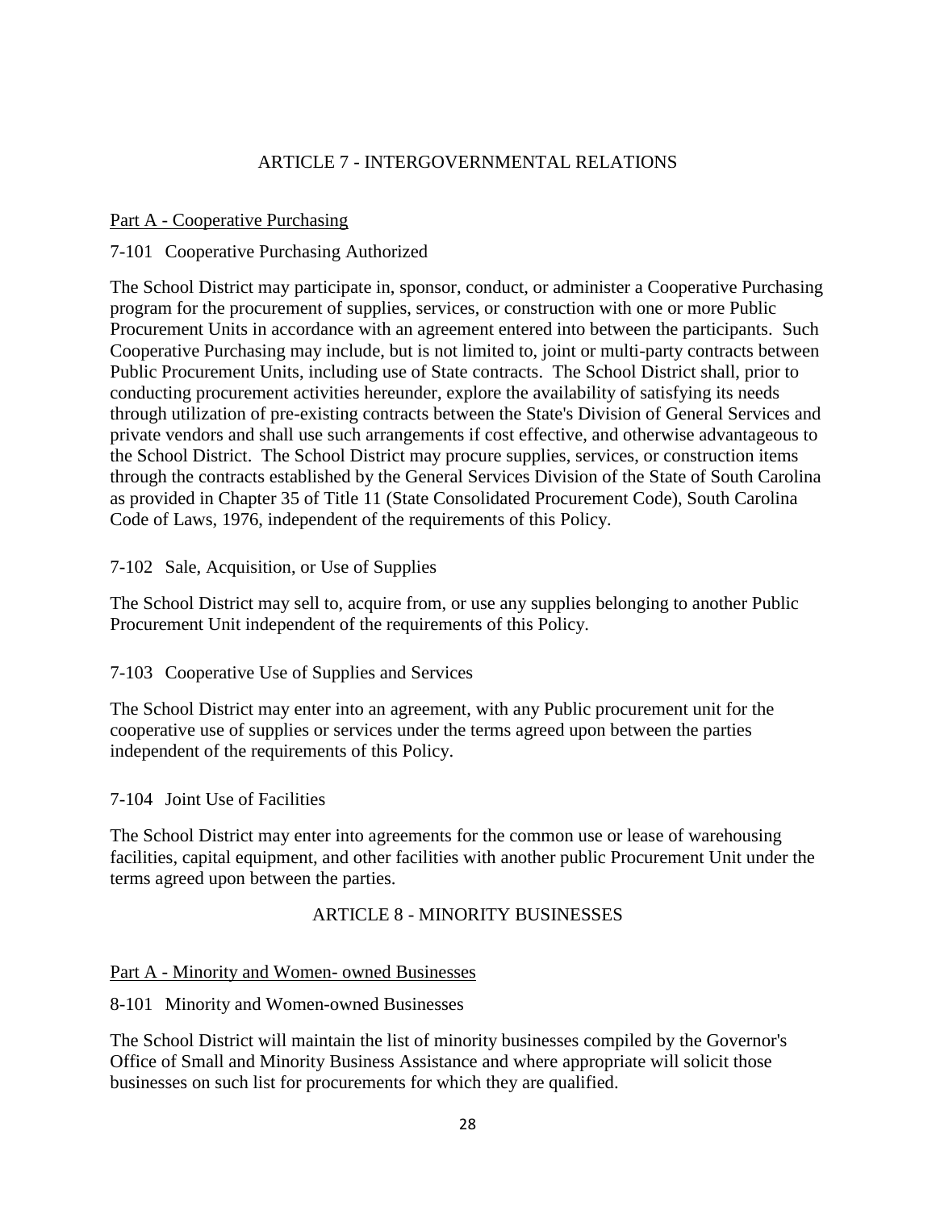# ARTICLE 7 - INTERGOVERNMENTAL RELATIONS

## Part A - Cooperative Purchasing

### 7-101 Cooperative Purchasing Authorized

The School District may participate in, sponsor, conduct, or administer a Cooperative Purchasing program for the procurement of supplies, services, or construction with one or more Public Procurement Units in accordance with an agreement entered into between the participants. Such Cooperative Purchasing may include, but is not limited to, joint or multi-party contracts between Public Procurement Units, including use of State contracts. The School District shall, prior to conducting procurement activities hereunder, explore the availability of satisfying its needs through utilization of pre-existing contracts between the State's Division of General Services and private vendors and shall use such arrangements if cost effective, and otherwise advantageous to the School District. The School District may procure supplies, services, or construction items through the contracts established by the General Services Division of the State of South Carolina as provided in Chapter 35 of Title 11 (State Consolidated Procurement Code), South Carolina Code of Laws, 1976, independent of the requirements of this Policy.

### 7-102 Sale, Acquisition, or Use of Supplies

The School District may sell to, acquire from, or use any supplies belonging to another Public Procurement Unit independent of the requirements of this Policy.

### 7-103 Cooperative Use of Supplies and Services

The School District may enter into an agreement, with any Public procurement unit for the cooperative use of supplies or services under the terms agreed upon between the parties independent of the requirements of this Policy.

### 7-104 Joint Use of Facilities

The School District may enter into agreements for the common use or lease of warehousing facilities, capital equipment, and other facilities with another public Procurement Unit under the terms agreed upon between the parties.

# ARTICLE 8 - MINORITY BUSINESSES

## Part A - Minority and Women- owned Businesses

### 8-101 Minority and Women-owned Businesses

The School District will maintain the list of minority businesses compiled by the Governor's Office of Small and Minority Business Assistance and where appropriate will solicit those businesses on such list for procurements for which they are qualified.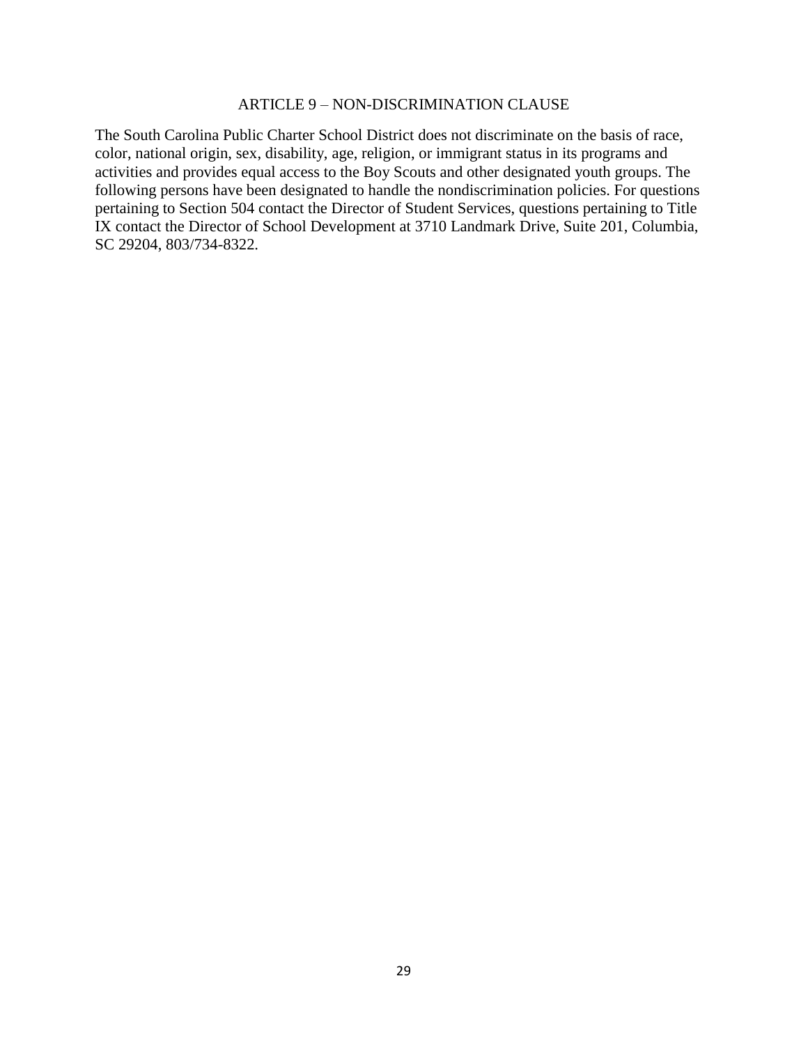## ARTICLE 9 – NON-DISCRIMINATION CLAUSE

The South Carolina Public Charter School District does not discriminate on the basis of race, color, national origin, sex, disability, age, religion, or immigrant status in its programs and activities and provides equal access to the Boy Scouts and other designated youth groups. The following persons have been designated to handle the nondiscrimination policies. For questions pertaining to Section 504 contact the Director of Student Services, questions pertaining to Title IX contact the Director of School Development at 3710 Landmark Drive, Suite 201, Columbia, SC 29204, 803/734-8322.